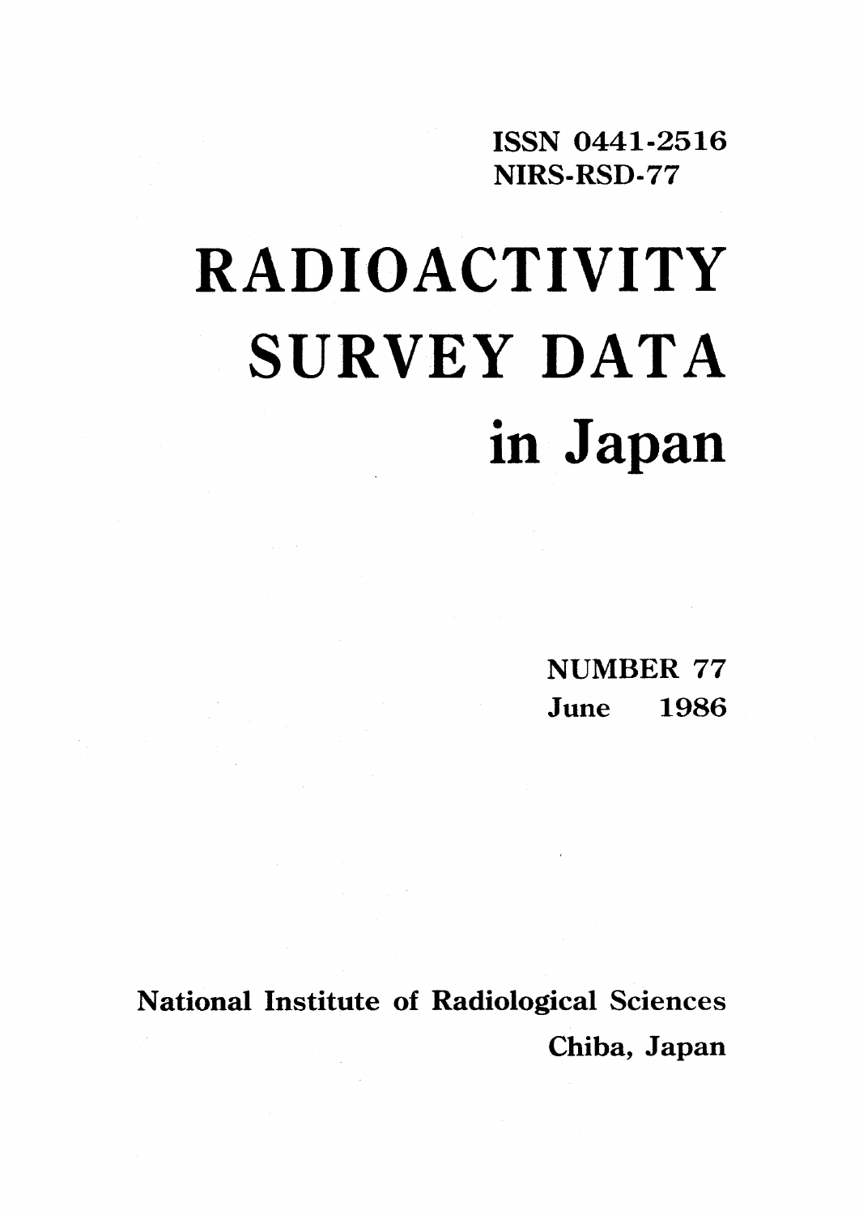ISSN 0441-2516
NIRS-RSD-77

# RADIOACTIVITY SURVEY DATA in Japan

NUMBER 77
June 1986

National Institute of Radiological Sciences
Chiba, Japan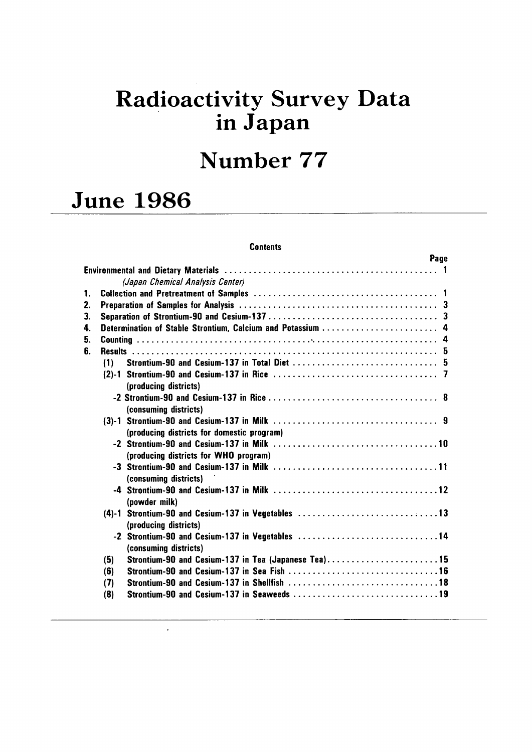# Radioactivity Survey Data in Japan

# Number 77

## June 1986

**Contents**

| | | Page |
|---|---|---|
| Environmental and Dietary Materials | | 1 |
| *(Japan Chemical Analysis Center)* | | |
| 1. | Collection and Pretreatment of Samples | 1 |
| 2. | Preparation of Samples for Analysis | 3 |
| 3. | Separation of Strontium-90 and Cesium-137 | 3 |
| 4. | Determination of Stable Strontium, Calcium and Potassium | 4 |
| 5. | Counting | 4 |
| 6. | Results | 5 |
| (1) | Strontium-90 and Cesium-137 in Total Diet | 5 |
| (2)-1 | Strontium-90 and Cesium-137 in Rice (producing districts) | 7 |
| -2 | Strontium-90 and Cesium-137 in Rice (consuming districts) | 8 |
| (3)-1 | Strontium-90 and Cesium-137 in Milk (producing districts for domestic program) | 9 |
| -2 | Strontium-90 and Cesium-137 in Milk (producing districts for WHO program) | 10 |
| -3 | Strontium-90 and Cesium-137 in Milk (consuming districts) | 11 |
| -4 | Strontium-90 and Cesium-137 in Milk (powder milk) | 12 |
| (4)-1 | Strontium-90 and Cesium-137 in Vegetables (producing districts) | 13 |
| -2 | Strontium-90 and Cesium-137 in Vegetables (consuming districts) | 14 |
| (5) | Strontium-90 and Cesium-137 in Tea (Japanese Tea) | 15 |
| (6) | Strontium-90 and Cesium-137 in Sea Fish | 16 |
| (7) | Strontium-90 and Cesium-137 in Shellfish | 18 |
| (8) | Strontium-90 and Cesium-137 in Seaweeds | 19 |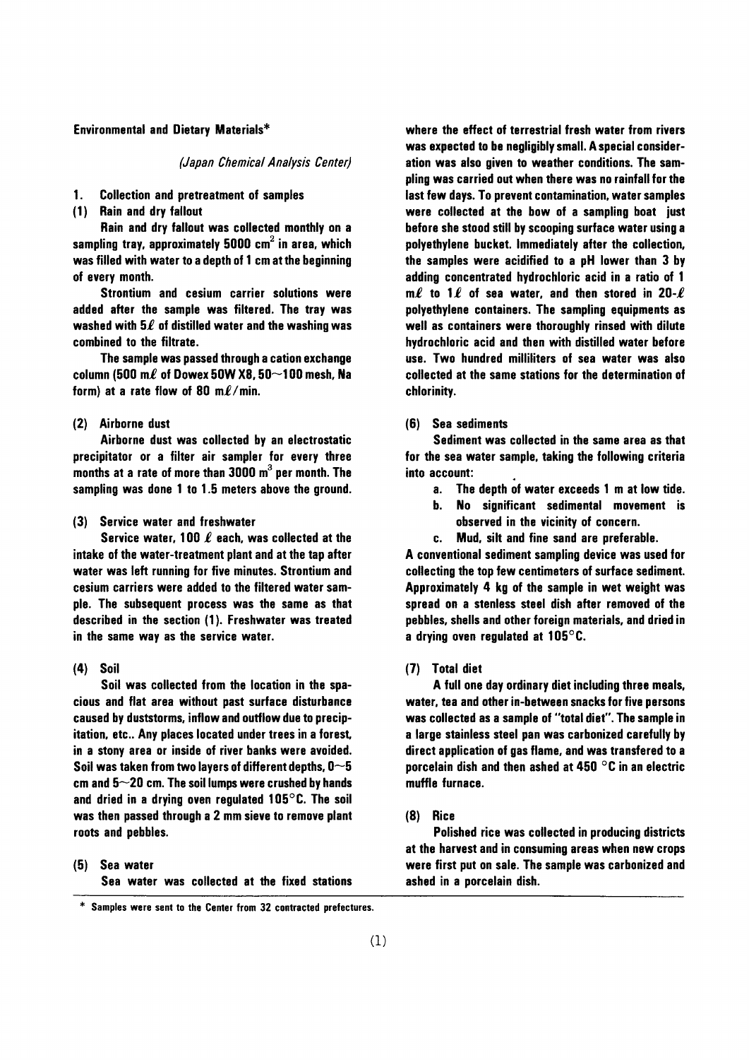## Environmental and Dietary Materials*

*(Japan Chemical Analysis Center)*

### 1. Collection and pretreatment of samples

#### (1) Rain and dry fallout

Rain and dry fallout was collected monthly on a sampling tray, approximately 5000 $cm^2$ in area, which was filled with water to a depth of 1 cm at the beginning of every month.

Strontium and cesium carrier solutions were added after the sample was filtered. The tray was washed with 5ℓ of distilled water and the washing was combined to the filtrate.

The sample was passed through a cation exchange column (500 mℓ of Dowex 50W X8, 50~100 mesh, Na form) at a rate flow of 80 mℓ/min.

#### (2) Airborne dust

Airborne dust was collected by an electrostatic precipitator or a filter air sampler for every three months at a rate of more than 3000 $m^3$ per month. The sampling was done 1 to 1.5 meters above the ground.

#### (3) Service water and freshwater

Service water, 100 ℓ each, was collected at the intake of the water-treatment plant and at the tap after water was left running for five minutes. Strontium and cesium carriers were added to the filtered water sample. The subsequent process was the same as that described in the section (1). Freshwater was treated in the same way as the service water.

#### (4) Soil

Soil was collected from the location in the spacious and flat area without past surface disturbance caused by duststorms, inflow and outflow due to precipitation, etc.. Any places located under trees in a forest, in a stony area or inside of river banks were avoided. Soil was taken from two layers of different depths, 0~5 cm and 5~20 cm. The soil lumps were crushed by hands and dried in a drying oven regulated 105°C. The soil was then passed through a 2 mm sieve to remove plant roots and pebbles.

#### (5) Sea water

Sea water was collected at the fixed stations where the effect of terrestrial fresh water from rivers was expected to be negligibly small. A special consideration was also given to weather conditions. The sampling was carried out when there was no rainfall for the last few days. To prevent contamination, water samples were collected at the bow of a sampling boat just before she stood still by scooping surface water using a polyethylene bucket. Immediately after the collection, the samples were acidified to a pH lower than 3 by adding concentrated hydrochloric acid in a ratio of 1 mℓ to 1ℓ of sea water, and then stored in 20-ℓ polyethylene containers. The sampling equipments as well as containers were thoroughly rinsed with dilute hydrochloric acid and then with distilled water before use. Two hundred milliliters of sea water was also collected at the same stations for the determination of chlorinity.

#### (6) Sea sediments

Sediment was collected in the same area as that for the sea water sample, taking the following criteria into account:

a. The depth of water exceeds 1 m at low tide.
b. No significant sedimental movement is observed in the vicinity of concern.
c. Mud, silt and fine sand are preferable.

A conventional sediment sampling device was used for collecting the top few centimeters of surface sediment. Approximately 4 kg of the sample in wet weight was spread on a stenless steel dish after removed of the pebbles, shells and other foreign materials, and dried in a drying oven regulated at 105°C.

#### (7) Total diet

A full one day ordinary diet including three meals, water, tea and other in-between snacks for five persons was collected as a sample of "total diet". The sample in a large stainless steel pan was carbonized carefully by direct application of gas flame, and was transfered to a porcelain dish and then ashed at 450 °C in an electric muffle furnace.

#### (8) Rice

Polished rice was collected in producing districts at the harvest and in consuming areas when new crops were first put on sale. The sample was carbonized and ashed in a porcelain dish.

---

\* Samples were sent to the Center from 32 contracted prefectures.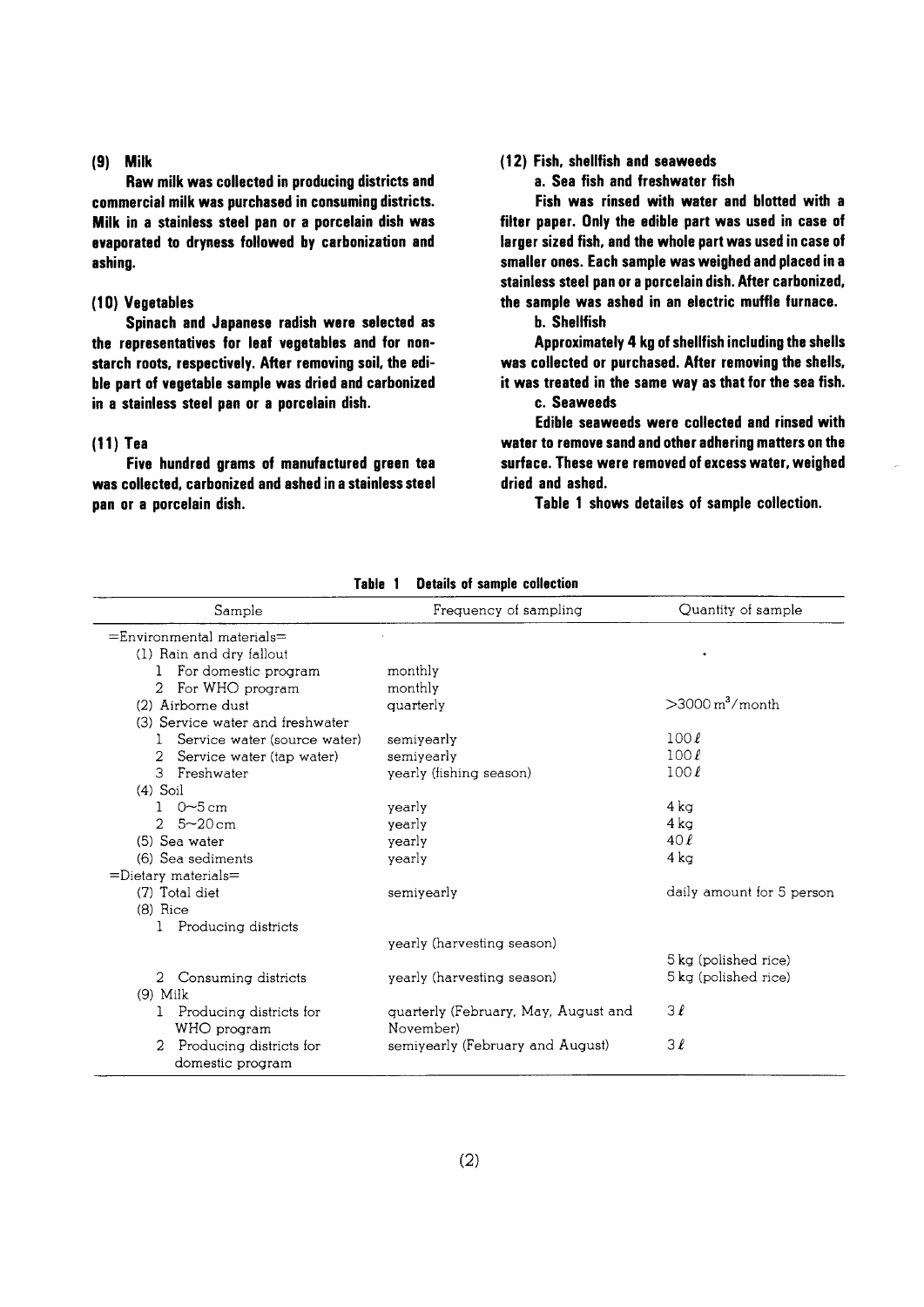### (9) Milk

**Raw milk was collected in producing districts and commercial milk was purchased in consuming districts. Milk in a stainless steel pan or a porcelain dish was evaporated to dryness followed by carbonization and ashing.**

### (10) Vegetables

**Spinach and Japanese radish were selected as the representatives for leaf vegetables and for non-starch roots, respectively. After removing soil, the edible part of vegetable sample was dried and carbonized in a stainless steel pan or a porcelain dish.**

### (11) Tea

**Five hundred grams of manufactured green tea was collected, carbonized and ashed in a stainless steel pan or a porcelain dish.**

### (12) Fish, shellfish and seaweeds

**a. Sea fish and freshwater fish**

**Fish was rinsed with water and blotted with a filter paper. Only the edible part was used in case of larger sized fish, and the whole part was used in case of smaller ones. Each sample was weighed and placed in a stainless steel pan or a porcelain dish. After carbonized, the sample was ashed in an electric muffle furnace.**

**b. Shellfish**

**Approximately 4 kg of shellfish including the shells was collected or purchased. After removing the shells, it was treated in the same way as that for the sea fish.**

**c. Seaweeds**

**Edible seaweeds were collected and rinsed with water to remove sand and other adhering matters on the surface. These were removed of excess water, weighed dried and ashed.**

**Table 1 shows detailes of sample collection.**

**Table 1 Details of sample collection**

| Sample | Frequency of sampling | Quantity of sample |
|---|---|---|
| =Environmental materials= | | |
| (1) Rain and dry fallout | | |
| 1 For domestic program | monthly | |
| 2 For WHO program | monthly | |
| (2) Airborne dust | quarterly | >3000 m³/month |
| (3) Service water and freshwater | | |
| 1 Service water (source water) | semiyearly | 100 ℓ |
| 2 Service water (tap water) | semiyearly | 100 ℓ |
| 3 Freshwater | yearly (fishing season) | 100 ℓ |
| (4) Soil | | |
| 1 0~5 cm | yearly | 4 kg |
| 2 5~20 cm | yearly | 4 kg |
| (5) Sea water | yearly | 40 ℓ |
| (6) Sea sediments | yearly | 4 kg |
| =Dietary materials= | | |
| (7) Total diet | semiyearly | daily amount for 5 person |
| (8) Rice | | |
| 1 Producing districts | yearly (harvesting season) | 5 kg (polished rice) |
| 2 Consuming districts | yearly (harvesting season) | 5 kg (polished rice) |
| (9) Milk | | |
| 1 Producing districts for WHO program | quarterly (February, May, August and November) | 3 ℓ |
| 2 Producing districts for domestic program | semiyearly (February and August) | 3 ℓ |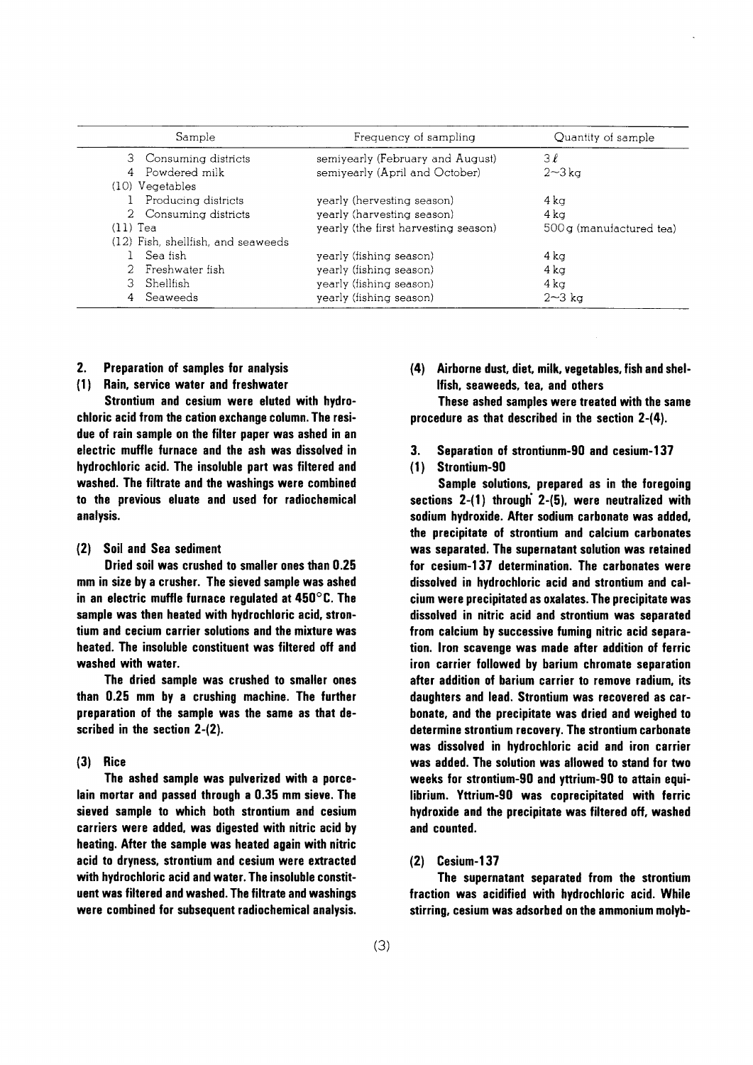| Sample | Frequency of sampling | Quantity of sample |
|---|---|---|
| 3 Consuming districts | semiyearly (February and August) | 3 ℓ |
| 4 Powdered milk | semiyearly (April and October) | 2～3 kg |
| (10) Vegetables | | |
| 1 Producing districts | yearly (hervesting season) | 4 kg |
| 2 Consuming districts | yearly (harvesting season) | 4 kg |
| (11) Tea | yearly (the first harvesting season) | 500 g (manufactured tea) |
| (12) Fish, shellfish, and seaweeds | | |
| 1 Sea fish | yearly (fishing season) | 4 kg |
| 2 Freshwater fish | yearly (fishing season) | 4 kg |
| 3 Shellfish | yearly (fishing season) | 4 kg |
| 4 Seaweeds | yearly (fishing season) | 2～3 kg |

## 2. Preparation of samples for analysis

### (1) Rain, service water and freshwater

Strontium and cesium were eluted with hydrochloric acid from the cation exchange column. The residue of rain sample on the filter paper was ashed in an electric muffle furnace and the ash was dissolved in hydrochloric acid. The insoluble part was filtered and washed. The filtrate and the washings were combined to the previous eluate and used for radiochemical analysis.

### (2) Soil and Sea sediment

Dried soil was crushed to smaller ones than 0.25 mm in size by a crusher. The sieved sample was ashed in an electric muffle furnace regulated at 450°C. The sample was then heated with hydrochloric acid, strontium and cecium carrier solutions and the mixture was heated. The insoluble constituent was filtered off and washed with water.

The dried sample was crushed to smaller ones than 0.25 mm by a crushing machine. The further preparation of the sample was the same as that described in the section 2-(2).

### (3) Rice

The ashed sample was pulverized with a porcelain mortar and passed through a 0.35 mm sieve. The sieved sample to which both strontium and cesium carriers were added, was digested with nitric acid by heating. After the sample was heated again with nitric acid to dryness, strontium and cesium were extracted with hydrochloric acid and water. The insoluble constituent was filtered and washed. The filtrate and washings were combined for subsequent radiochemical analysis.

### (4) Airborne dust, diet, milk, vegetables, fish and shelfish, seaweeds, tea, and others

These ashed samples were treated with the same procedure as that described in the section 2-(4).

## 3. Separation of strontiunm-90 and cesium-137

### (1) Strontium-90

Sample solutions, prepared as in the foregoing sections 2-(1) through 2-(5), were neutralized with sodium hydroxide. After sodium carbonate was added, the precipitate of strontium and calcium carbonates was separated. The supernatant solution was retained for cesium-137 determination. The carbonates were dissolved in hydrochloric acid and strontium and calcium were precipitated as oxalates. The precipitate was dissolved in nitric acid and strontium was separated from calcium by successive fuming nitric acid separation. Iron scavenge was made after addition of ferric iron carrier followed by barium chromate separation after addition of barium carrier to remove radium, its daughters and lead. Strontium was recovered as carbonate, and the precipitate was dried and weighed to determine strontium recovery. The strontium carbonate was dissolved in hydrochloric acid and iron carrier was added. The solution was allowed to stand for two weeks for strontium-90 and yttrium-90 to attain equilibrium. Yttrium-90 was coprecipitated with ferric hydroxide and the precipitate was filtered off, washed and counted.

### (2) Cesium-137

The supernatant separated from the strontium fraction was acidified with hydrochloric acid. While stirring, cesium was adsorbed on the ammonium molyb-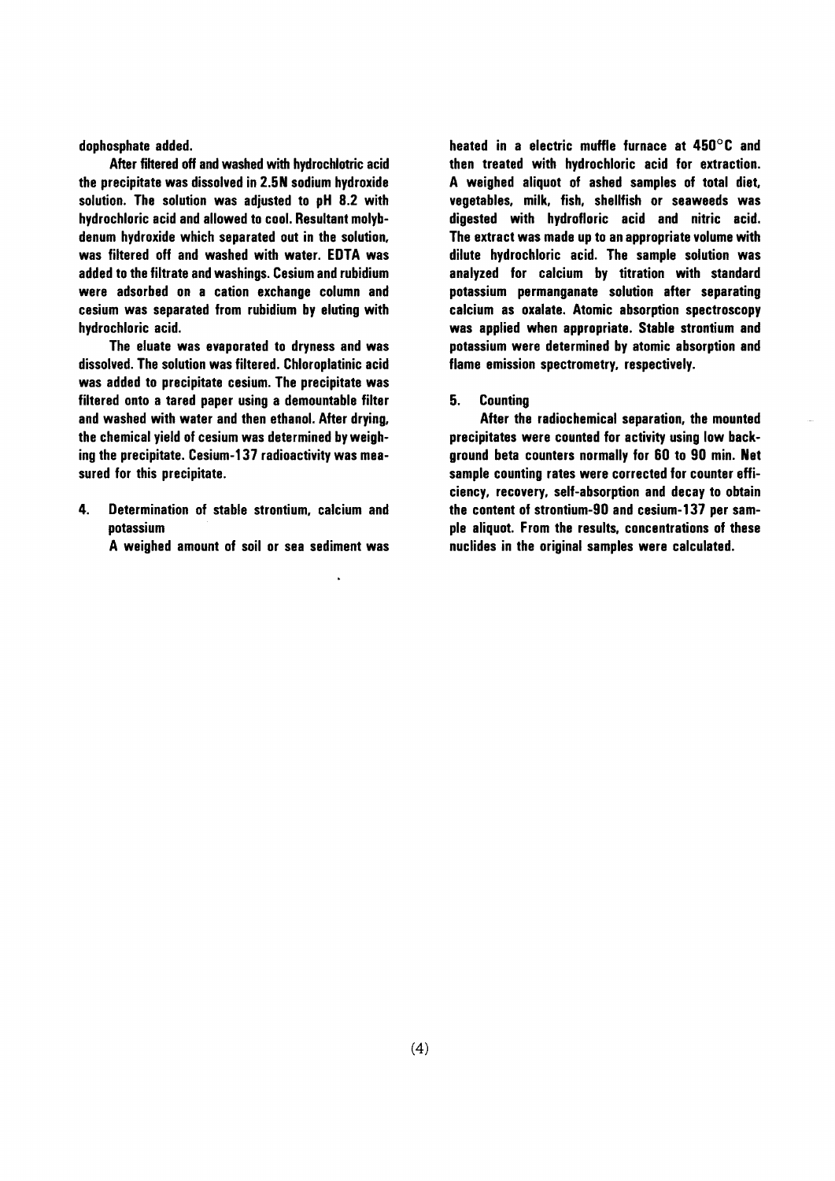dophosphate added.

After filtered off and washed with hydrochlotric acid the precipitate was dissolved in 2.5N sodium hydroxide solution. The solution was adjusted to pH 8.2 with hydrochloric acid and allowed to cool. Resultant molybdenum hydroxide which separated out in the solution, was filtered off and washed with water. EDTA was added to the filtrate and washings. Cesium and rubidium were adsorbed on a cation exchange column and cesium was separated from rubidium by eluting with hydrochloric acid.

The eluate was evaporated to dryness and was dissolved. The solution was filtered. Chloroplatinic acid was added to precipitate cesium. The precipitate was filtered onto a tared paper using a demountable filter and washed with water and then ethanol. After drying, the chemical yield of cesium was determined by weighing the precipitate. Cesium-137 radioactivity was measured for this precipitate.

## 4. Determination of stable strontium, calcium and potassium

A weighed amount of soil or sea sediment was heated in a electric muffle furnace at 450°C and then treated with hydrochloric acid for extraction. A weighed aliquot of ashed samples of total diet, vegetables, milk, fish, shellfish or seaweeds was digested with hydrofloric acid and nitric acid. The extract was made up to an appropriate volume with dilute hydrochloric acid. The sample solution was analyzed for calcium by titration with standard potassium permanganate solution after separating calcium as oxalate. Atomic absorption spectroscopy was applied when appropriate. Stable strontium and potassium were determined by atomic absorption and flame emission spectrometry, respectively.

## 5. Counting

After the radiochemical separation, the mounted precipitates were counted for activity using low background beta counters normally for 60 to 90 min. Net sample counting rates were corrected for counter efficiency, recovery, self-absorption and decay to obtain the content of strontium-90 and cesium-137 per sample aliquot. From the results, concentrations of these nuclides in the original samples were calculated.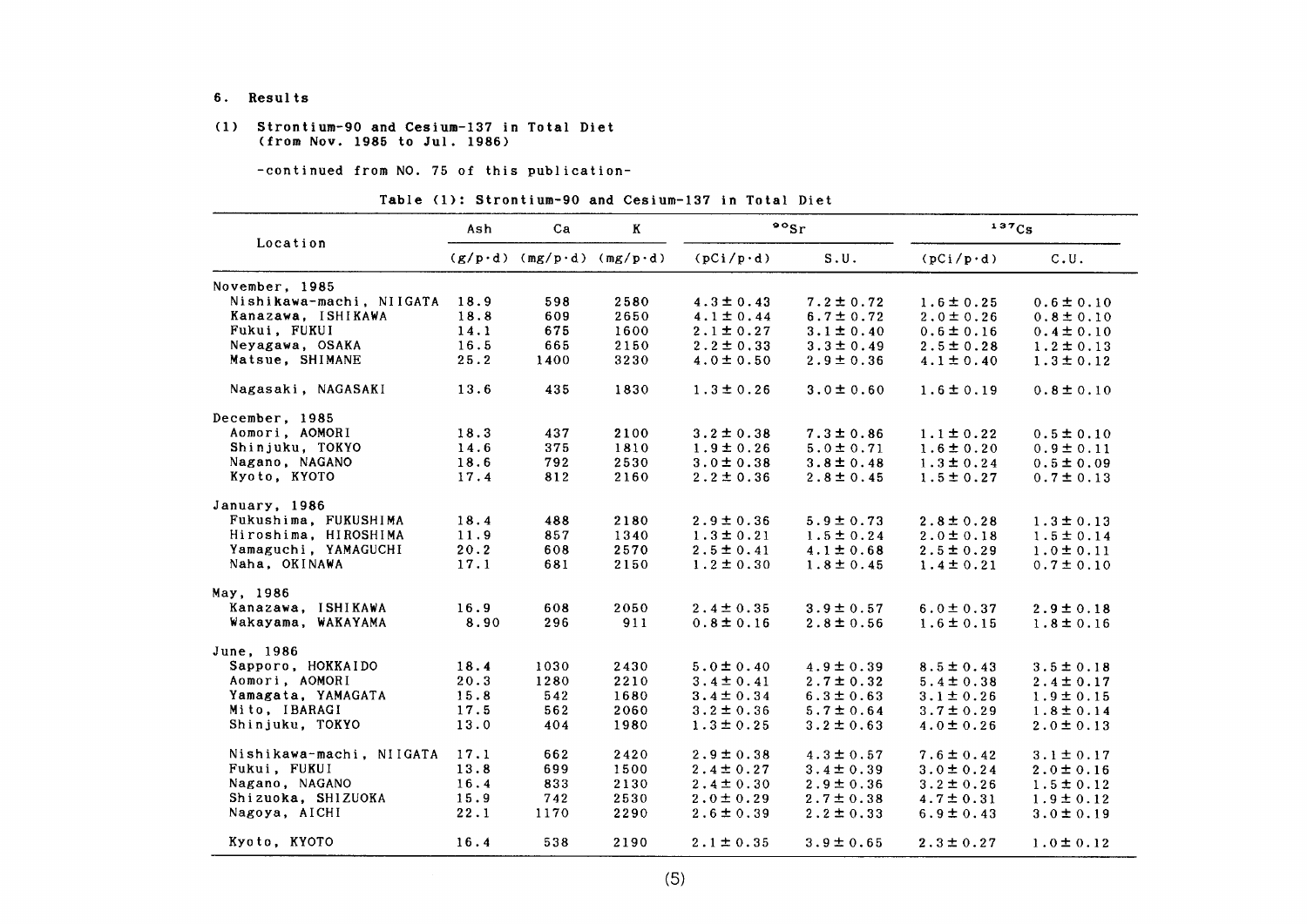## 6. Results

### (1) Strontium-90 and Cesium-137 in Total Diet (from Nov. 1985 to Jul. 1986)

-continued from NO. 75 of this publication-

Table (1): Strontium-90 and Cesium-137 in Total Diet

| Location | Ash | Ca | K | $^{90}Sr$ | | $^{137}Cs$ | |
|---|---|---|---|---|---|---|---|
| | (g/p·d) | (mg/p·d) | (mg/p·d) | (pCi/p·d) | S.U. | (pCi/p·d) | C.U. |
| **November, 1985** | | | | | | | |
| Nishikawa-machi, NIIGATA | 18.9 | 598 | 2580 | 4.3 ± 0.43 | 7.2 ± 0.72 | 1.6 ± 0.25 | 0.6 ± 0.10 |
| Kanazawa, ISHIKAWA | 18.8 | 609 | 2650 | 4.1 ± 0.44 | 6.7 ± 0.72 | 2.0 ± 0.26 | 0.8 ± 0.10 |
| Fukui, FUKUI | 14.1 | 675 | 1600 | 2.1 ± 0.27 | 3.1 ± 0.40 | 0.6 ± 0.16 | 0.4 ± 0.10 |
| Neyagawa, OSAKA | 16.5 | 665 | 2150 | 2.2 ± 0.33 | 3.3 ± 0.49 | 2.5 ± 0.28 | 1.2 ± 0.13 |
| Matsue, SHIMANE | 25.2 | 1400 | 3230 | 4.0 ± 0.50 | 2.9 ± 0.36 | 4.1 ± 0.40 | 1.3 ± 0.12 |
| Nagasaki, NAGASAKI | 13.6 | 435 | 1830 | 1.3 ± 0.26 | 3.0 ± 0.60 | 1.6 ± 0.19 | 0.8 ± 0.10 |
| **December, 1985** | | | | | | | |
| Aomori, AOMORI | 18.3 | 437 | 2100 | 3.2 ± 0.38 | 7.3 ± 0.86 | 1.1 ± 0.22 | 0.5 ± 0.10 |
| Shinjuku, TOKYO | 14.6 | 375 | 1810 | 1.9 ± 0.26 | 5.0 ± 0.71 | 1.6 ± 0.20 | 0.9 ± 0.11 |
| Nagano, NAGANO | 18.6 | 792 | 2530 | 3.0 ± 0.38 | 3.8 ± 0.48 | 1.3 ± 0.24 | 0.5 ± 0.09 |
| Kyoto, KYOTO | 17.4 | 812 | 2160 | 2.2 ± 0.36 | 2.8 ± 0.45 | 1.5 ± 0.27 | 0.7 ± 0.13 |
| **January, 1986** | | | | | | | |
| Fukushima, FUKUSHIMA | 18.4 | 488 | 2180 | 2.9 ± 0.36 | 5.9 ± 0.73 | 2.8 ± 0.28 | 1.3 ± 0.13 |
| Hiroshima, HIROSHIMA | 11.9 | 857 | 1340 | 1.3 ± 0.21 | 1.5 ± 0.24 | 2.0 ± 0.18 | 1.5 ± 0.14 |
| Yamaguchi, YAMAGUCHI | 20.2 | 608 | 2570 | 2.5 ± 0.41 | 4.1 ± 0.68 | 2.5 ± 0.29 | 1.0 ± 0.11 |
| Naha, OKINAWA | 17.1 | 681 | 2150 | 1.2 ± 0.30 | 1.8 ± 0.45 | 1.4 ± 0.21 | 0.7 ± 0.10 |
| **May, 1986** | | | | | | | |
| Kanazawa, ISHIKAWA | 16.9 | 608 | 2050 | 2.4 ± 0.35 | 3.9 ± 0.57 | 6.0 ± 0.37 | 2.9 ± 0.18 |
| Wakayama, WAKAYAMA | 8.90 | 296 | 911 | 0.8 ± 0.16 | 2.8 ± 0.56 | 1.6 ± 0.15 | 1.8 ± 0.16 |
| **June, 1986** | | | | | | | |
| Sapporo, HOKKAIDO | 18.4 | 1030 | 2430 | 5.0 ± 0.40 | 4.9 ± 0.39 | 8.5 ± 0.43 | 3.5 ± 0.18 |
| Aomori, AOMORI | 20.3 | 1280 | 2210 | 3.4 ± 0.41 | 2.7 ± 0.32 | 5.4 ± 0.38 | 2.4 ± 0.17 |
| Yamagata, YAMAGATA | 15.8 | 542 | 1680 | 3.4 ± 0.34 | 6.3 ± 0.63 | 3.1 ± 0.26 | 1.9 ± 0.15 |
| Mito, IBARAGI | 17.5 | 562 | 2060 | 3.2 ± 0.36 | 5.7 ± 0.64 | 3.7 ± 0.29 | 1.8 ± 0.14 |
| Shinjuku, TOKYO | 13.0 | 404 | 1980 | 1.3 ± 0.25 | 3.2 ± 0.63 | 4.0 ± 0.26 | 2.0 ± 0.13 |
| Nishikawa-machi, NIIGATA | 17.1 | 662 | 2420 | 2.9 ± 0.38 | 4.3 ± 0.57 | 7.6 ± 0.42 | 3.1 ± 0.17 |
| Fukui, FUKUI | 13.8 | 699 | 1500 | 2.4 ± 0.27 | 3.4 ± 0.39 | 3.0 ± 0.24 | 2.0 ± 0.16 |
| Nagano, NAGANO | 16.4 | 833 | 2130 | 2.4 ± 0.30 | 2.9 ± 0.36 | 3.2 ± 0.26 | 1.5 ± 0.12 |
| Shizuoka, SHIZUOKA | 15.9 | 742 | 2530 | 2.0 ± 0.29 | 2.7 ± 0.38 | 4.7 ± 0.31 | 1.9 ± 0.12 |
| Nagoya, AICHI | 22.1 | 1170 | 2290 | 2.6 ± 0.39 | 2.2 ± 0.33 | 6.9 ± 0.43 | 3.0 ± 0.19 |
| Kyoto, KYOTO | 16.4 | 538 | 2190 | 2.1 ± 0.35 | 3.9 ± 0.65 | 2.3 ± 0.27 | 1.0 ± 0.12 |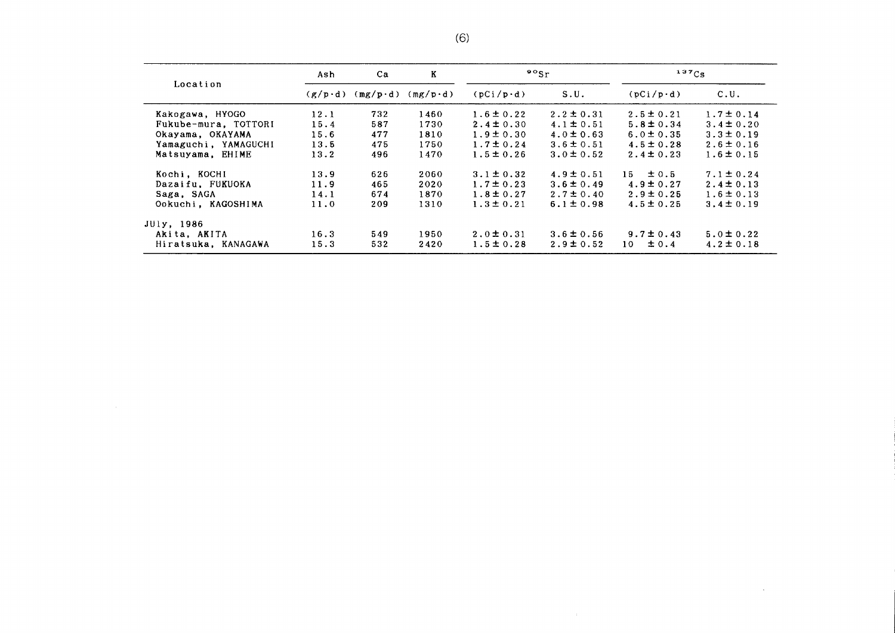| Location | Ash | Ca | K | $^{90}Sr$ | | $^{137}Cs$ | |
|---|---|---|---|---|---|---|---|
| | (g/p·d) | (mg/p·d) | (mg/p·d) | (pCi/p·d) | S.U. | (pCi/p·d) | C.U. |
| Kakogawa, HYOGO | 12.1 | 732 | 1460 | 1.6 ± 0.22 | 2.2 ± 0.31 | 2.5 ± 0.21 | 1.7 ± 0.14 |
| Fukube-mura, TOTTORI | 15.4 | 587 | 1730 | 2.4 ± 0.30 | 4.1 ± 0.51 | 5.8 ± 0.34 | 3.4 ± 0.20 |
| Okayama, OKAYAMA | 15.6 | 477 | 1810 | 1.9 ± 0.30 | 4.0 ± 0.63 | 6.0 ± 0.35 | 3.3 ± 0.19 |
| Yamaguchi, YAMAGUCHI | 13.5 | 475 | 1750 | 1.7 ± 0.24 | 3.6 ± 0.51 | 4.5 ± 0.28 | 2.6 ± 0.16 |
| Matsuyama, EHIME | 13.2 | 496 | 1470 | 1.5 ± 0.26 | 3.0 ± 0.52 | 2.4 ± 0.23 | 1.6 ± 0.15 |
| Kochi, KOCHI | 13.9 | 626 | 2060 | 3.1 ± 0.32 | 4.9 ± 0.51 | 15 ± 0.5 | 7.1 ± 0.24 |
| Dazaifu, FUKUOKA | 11.9 | 465 | 2020 | 1.7 ± 0.23 | 3.6 ± 0.49 | 4.9 ± 0.27 | 2.4 ± 0.13 |
| Saga, SAGA | 14.1 | 674 | 1870 | 1.8 ± 0.27 | 2.7 ± 0.40 | 2.9 ± 0.25 | 1.6 ± 0.13 |
| Ookuchi, KAGOSHIMA | 11.0 | 209 | 1310 | 1.3 ± 0.21 | 6.1 ± 0.98 | 4.5 ± 0.25 | 3.4 ± 0.19 |
| JUly, 1986 | | | | | | | |
| Akita, AKITA | 16.3 | 549 | 1950 | 2.0 ± 0.31 | 3.6 ± 0.56 | 9.7 ± 0.43 | 5.0 ± 0.22 |
| Hiratsuka, KANAGAWA | 15.3 | 532 | 2420 | 1.5 ± 0.28 | 2.9 ± 0.52 | 10 ± 0.4 | 4.2 ± 0.18 |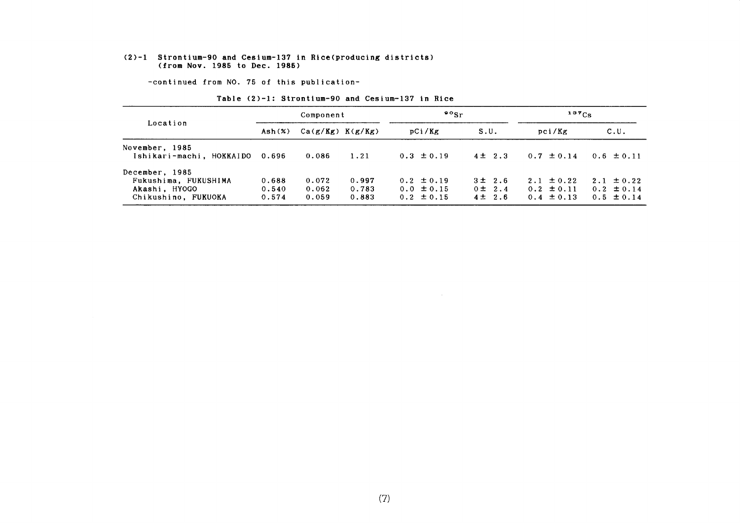### (2)-1 Strontium-90 and Cesium-137 in Rice(producing districts) (from Nov. 1985 to Dec. 1985)

-continued from NO. 75 of this publication-

Table (2)-1: Strontium-90 and Cesium-137 in Rice

| Location | Component | | | $^{90}Sr$ | | $^{137}Cs$ | |
|---|---|---|---|---|---|---|---|
| | Ash(%) | Ca(g/Kg) | K(g/Kg) | pCi/Kg | S.U. | pci/Kg | C.U. |
| November, 1985 | | | | | | | |
| Ishikari-machi, HOKKAIDO | 0.696 | 0.086 | 1.21 | 0.3 ±0.19 | 4± 2.3 | 0.7 ±0.14 | 0.6 ±0.11 |
| December, 1985 | | | | | | | |
| Fukushima, FUKUSHIMA | 0.688 | 0.072 | 0.997 | 0.2 ±0.19 | 3± 2.6 | 2.1 ±0.22 | 2.1 ±0.22 |
| Akashi, HYOGO | 0.540 | 0.062 | 0.783 | 0.0 ±0.15 | 0± 2.4 | 0.2 ±0.11 | 0.2 ±0.14 |
| Chikushino, FUKUOKA | 0.574 | 0.059 | 0.883 | 0.2 ±0.15 | 4± 2.6 | 0.4 ±0.13 | 0.5 ±0.14 |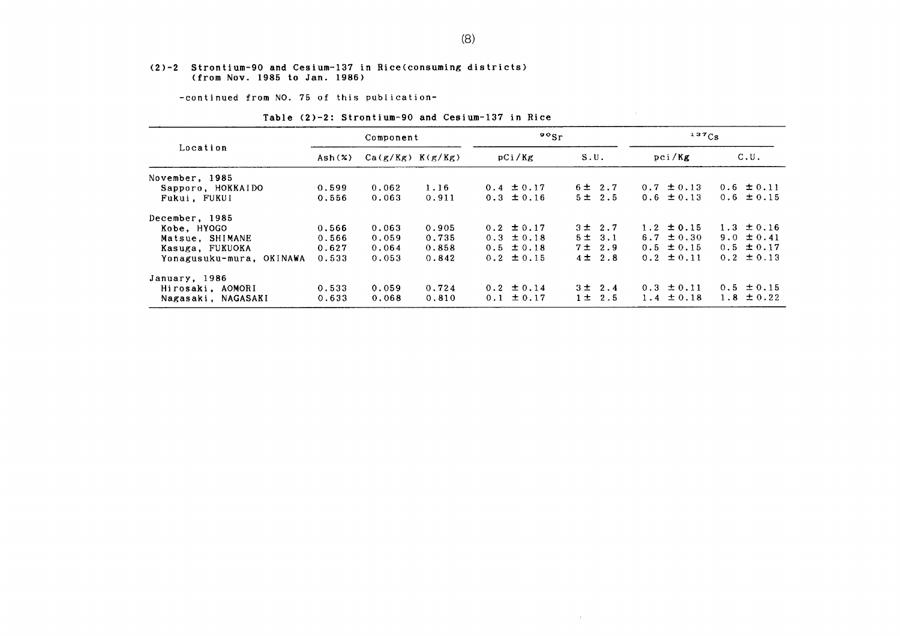## (2)-2 Strontium-90 and Cesium-137 in Rice(consuming districts) (from Nov. 1985 to Jan. 1986)

-continued from NO. 75 of this publication-

Table (2)-2: Strontium-90 and Cesium-137 in Rice

| Location | Component | | | $^{90}Sr$ | | $^{137}Cs$ | |
|---|---|---|---|---|---|---|---|
| | Ash(%) | Ca(g/Kg) | K(g/Kg) | pCi/Kg | S.U. | pci/Kg | C.U. |
| November, 1985 | | | | | | | |
| Sapporo, HOKKAIDO | 0.599 | 0.062 | 1.16 | 0.4 ±0.17 | 6± 2.7 | 0.7 ±0.13 | 0.6 ±0.11 |
| Fukui, FUKUI | 0.556 | 0.063 | 0.911 | 0.3 ±0.16 | 5± 2.5 | 0.6 ±0.13 | 0.6 ±0.15 |
| December, 1985 | | | | | | | |
| Kobe, HYOGO | 0.566 | 0.063 | 0.905 | 0.2 ±0.17 | 3± 2.7 | 1.2 ±0.15 | 1.3 ±0.16 |
| Matsue, SHIMANE | 0.566 | 0.059 | 0.735 | 0.3 ±0.18 | 5± 3.1 | 6.7 ±0.30 | 9.0 ±0.41 |
| Kasuga, FUKUOKA | 0.627 | 0.064 | 0.858 | 0.5 ±0.18 | 7± 2.9 | 0.5 ±0.15 | 0.5 ±0.17 |
| Yonagusuku-mura, OKINAWA | 0.533 | 0.053 | 0.842 | 0.2 ±0.15 | 4± 2.8 | 0.2 ±0.11 | 0.2 ±0.13 |
| January, 1986 | | | | | | | |
| Hirosaki, AOMORI | 0.533 | 0.059 | 0.724 | 0.2 ±0.14 | 3± 2.4 | 0.3 ±0.11 | 0.5 ±0.15 |
| Nagasaki, NAGASAKI | 0.633 | 0.068 | 0.810 | 0.1 ±0.17 | 1± 2.5 | 1.4 ±0.18 | 1.8 ±0.22 |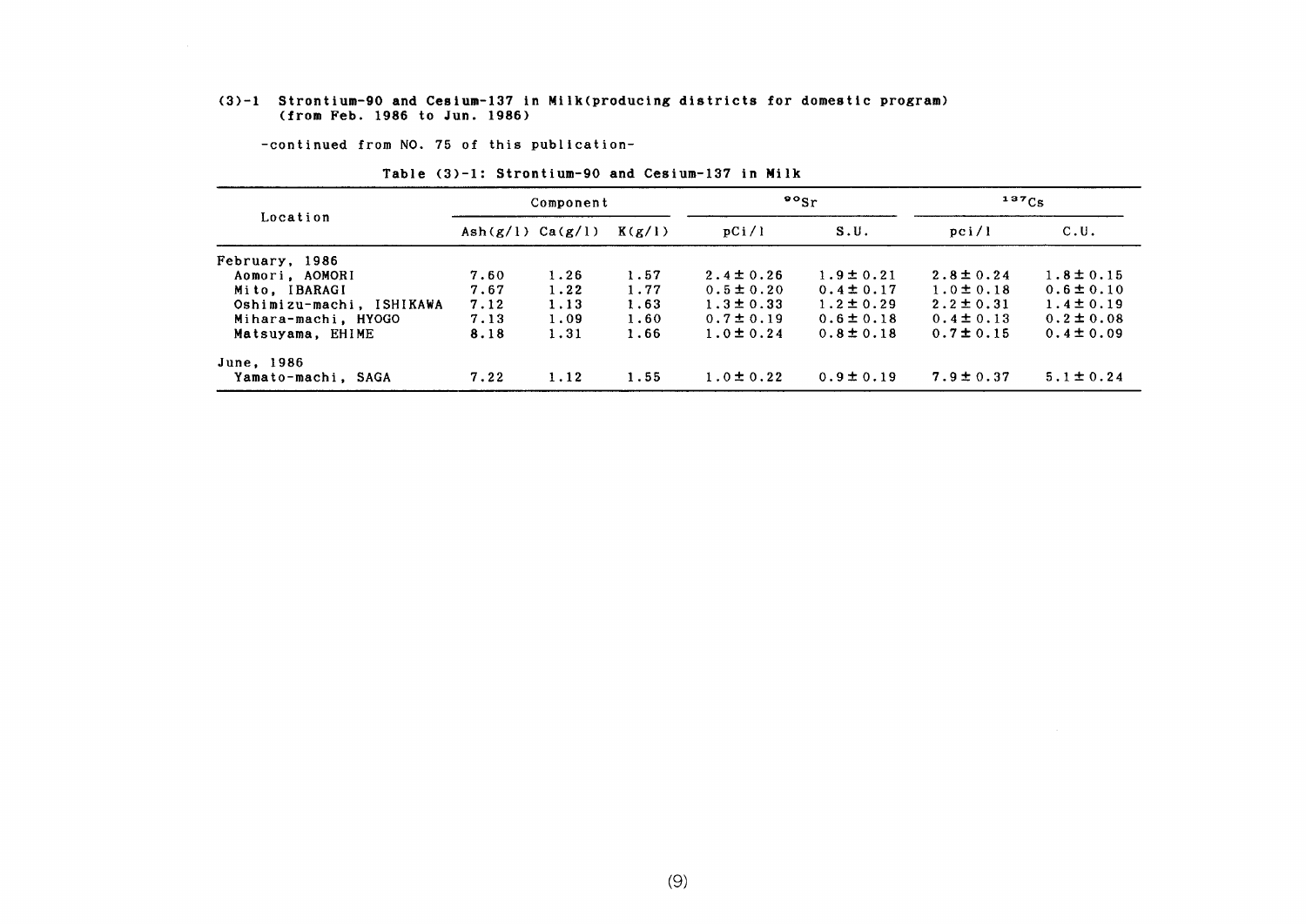## (3)-1 Strontium-90 and Cesium-137 in Milk(producing districts for domestic program) (from Feb. 1986 to Jun. 1986)

-continued from NO. 75 of this publication-

Table (3)-1: Strontium-90 and Cesium-137 in Milk

| Location | Component | | | $^{90}Sr$ | | $^{137}Cs$ | |
|---|---|---|---|---|---|---|---|
| | Ash(g/l) | Ca(g/l) | K(g/l) | pCi/l | S.U. | pci/l | C.U. |
| February, 1986 | | | | | | | |
| Aomori, AOMORI | 7.60 | 1.26 | 1.57 | 2.4±0.26 | 1.9±0.21 | 2.8±0.24 | 1.8±0.15 |
| Mito, IBARAGI | 7.67 | 1.22 | 1.77 | 0.5±0.20 | 0.4±0.17 | 1.0±0.18 | 0.6±0.10 |
| Oshimizu-machi, ISHIKAWA | 7.12 | 1.13 | 1.63 | 1.3±0.33 | 1.2±0.29 | 2.2±0.31 | 1.4±0.19 |
| Mihara-machi, HYOGO | 7.13 | 1.09 | 1.60 | 0.7±0.19 | 0.6±0.18 | 0.4±0.13 | 0.2±0.08 |
| Matsuyama, EHIME | 8.18 | 1.31 | 1.66 | 1.0±0.24 | 0.8±0.18 | 0.7±0.15 | 0.4±0.09 |
| June, 1986 | | | | | | | |
| Yamato-machi, SAGA | 7.22 | 1.12 | 1.55 | 1.0±0.22 | 0.9±0.19 | 7.9±0.37 | 5.1±0.24 |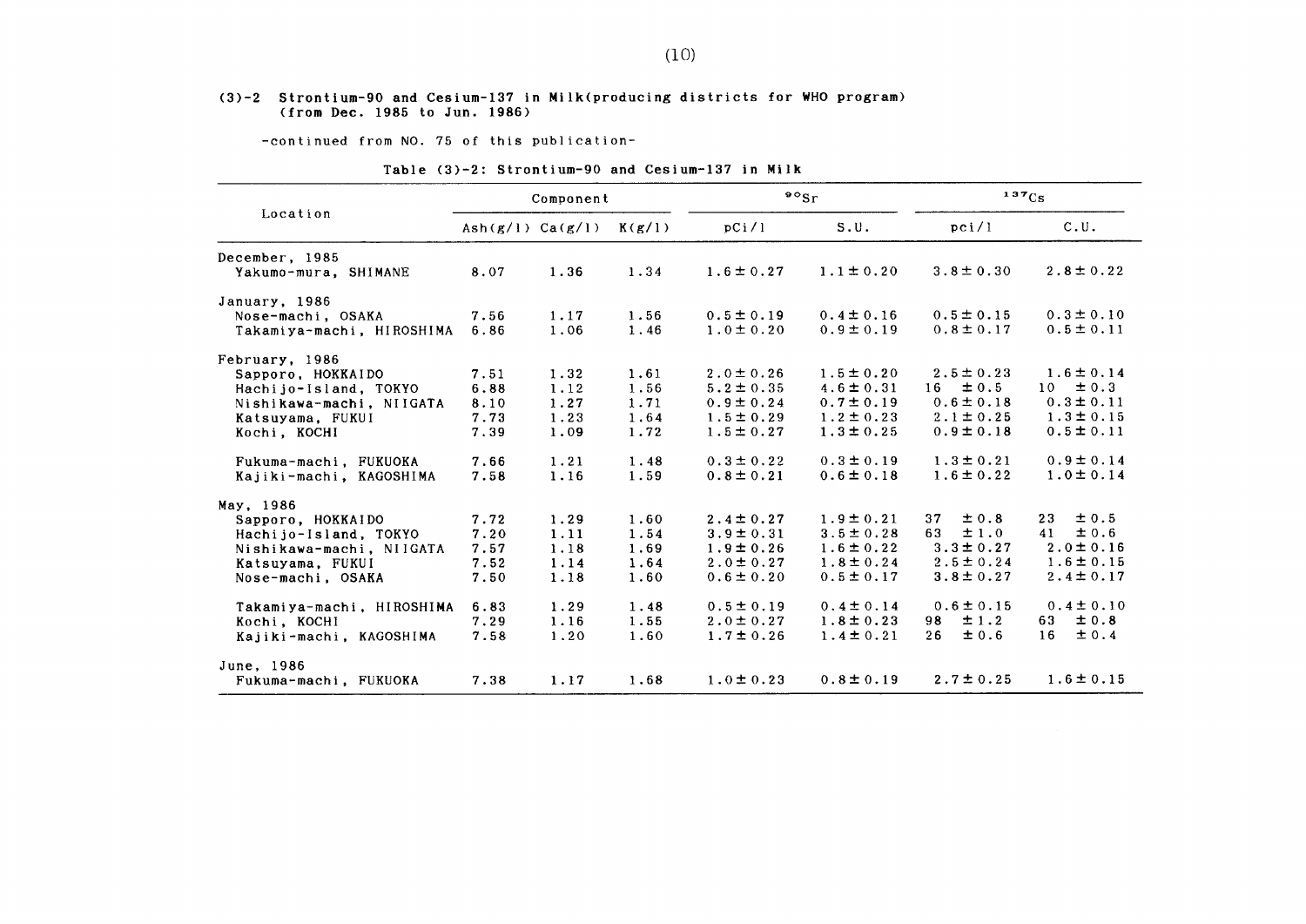### (3)-2 Strontium-90 and Cesium-137 in Milk(producing districts for WHO program) (from Dec. 1985 to Jun. 1986)

-continued from NO. 75 of this publication-

Table (3)-2: Strontium-90 and Cesium-137 in Milk

| Location | Component | | | $^{90}Sr$ | | $^{137}Cs$ | |
|---|---|---|---|---|---|---|---|
| | Ash(g/l) | Ca(g/l) | K(g/l) | pCi/l | S.U. | pci/l | C.U. |
| **December, 1985** | | | | | | | |
| Yakumo-mura, SHIMANE | 8.07 | 1.36 | 1.34 | 1.6±0.27 | 1.1±0.20 | 3.8±0.30 | 2.8±0.22 |
| **January, 1986** | | | | | | | |
| Nose-machi, OSAKA | 7.56 | 1.17 | 1.56 | 0.5±0.19 | 0.4±0.16 | 0.5±0.15 | 0.3±0.10 |
| Takamiya-machi, HIROSHIMA | 6.86 | 1.06 | 1.46 | 1.0±0.20 | 0.9±0.19 | 0.8±0.17 | 0.5±0.11 |
| **February, 1986** | | | | | | | |
| Sapporo, HOKKAIDO | 7.51 | 1.32 | 1.61 | 2.0±0.26 | 1.5±0.20 | 2.5±0.23 | 1.6±0.14 |
| Hachijo-Island, TOKYO | 6.88 | 1.12 | 1.56 | 5.2±0.35 | 4.6±0.31 | 16 ±0.5 | 10 ±0.3 |
| Nishikawa-machi, NIIGATA | 8.10 | 1.27 | 1.71 | 0.9±0.24 | 0.7±0.19 | 0.6±0.18 | 0.3±0.11 |
| Katsuyama, FUKUI | 7.73 | 1.23 | 1.64 | 1.5±0.29 | 1.2±0.23 | 2.1±0.25 | 1.3±0.15 |
| Kochi, KOCHI | 7.39 | 1.09 | 1.72 | 1.5±0.27 | 1.3±0.25 | 0.9±0.18 | 0.5±0.11 |
| Fukuma-machi, FUKUOKA | 7.66 | 1.21 | 1.48 | 0.3±0.22 | 0.3±0.19 | 1.3±0.21 | 0.9±0.14 |
| Kajiki-machi, KAGOSHIMA | 7.58 | 1.16 | 1.59 | 0.8±0.21 | 0.6±0.18 | 1.6±0.22 | 1.0±0.14 |
| **May, 1986** | | | | | | | |
| Sapporo, HOKKAIDO | 7.72 | 1.29 | 1.60 | 2.4±0.27 | 1.9±0.21 | 37 ±0.8 | 23 ±0.5 |
| Hachijo-Island, TOKYO | 7.20 | 1.11 | 1.54 | 3.9±0.31 | 3.5±0.28 | 63 ±1.0 | 41 ±0.6 |
| Nishikawa-machi, NIIGATA | 7.57 | 1.18 | 1.69 | 1.9±0.26 | 1.6±0.22 | 3.3±0.27 | 2.0±0.16 |
| Katsuyama, FUKUI | 7.52 | 1.14 | 1.64 | 2.0±0.27 | 1.8±0.24 | 2.5±0.24 | 1.6±0.15 |
| Nose-machi, OSAKA | 7.50 | 1.18 | 1.60 | 0.6±0.20 | 0.5±0.17 | 3.8±0.27 | 2.4±0.17 |
| Takamiya-machi, HIROSHIMA | 6.83 | 1.29 | 1.48 | 0.5±0.19 | 0.4±0.14 | 0.6±0.15 | 0.4±0.10 |
| Kochi, KOCHI | 7.29 | 1.16 | 1.55 | 2.0±0.27 | 1.8±0.23 | 98 ±1.2 | 63 ±0.8 |
| Kajiki-machi, KAGOSHIMA | 7.58 | 1.20 | 1.60 | 1.7±0.26 | 1.4±0.21 | 26 ±0.6 | 16 ±0.4 |
| **June, 1986** | | | | | | | |
| Fukuma-machi, FUKUOKA | 7.38 | 1.17 | 1.68 | 1.0±0.23 | 0.8±0.19 | 2.7±0.25 | 1.6±0.15 |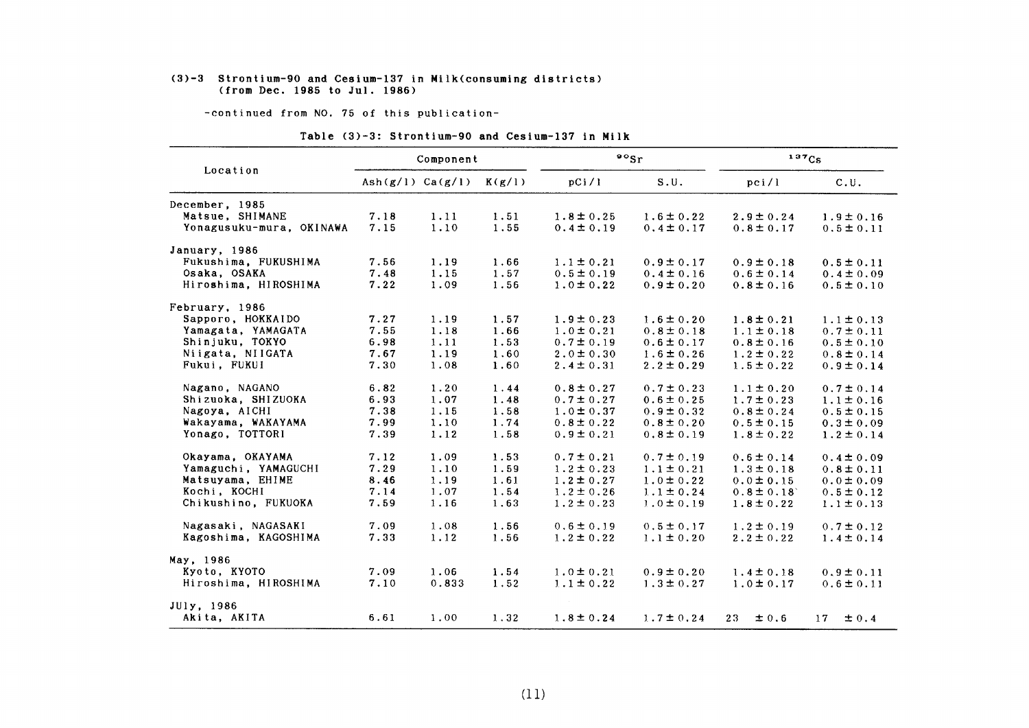## (3)-3 Strontium-90 and Cesium-137 in Milk(consuming districts) (from Dec. 1985 to Jul. 1986)

-continued from NO. 75 of this publication-

### Table (3)-3: Strontium-90 and Cesium-137 in Milk

| Location | Component | | | $^{90}Sr$ | | $^{137}Cs$ | |
|---|---|---|---|---|---|---|---|
| | Ash(g/l) | Ca(g/l) | K(g/l) | pCi/l | S.U. | pci/l | C.U. |
| December, 1985 | | | | | | | |
| Matsue, SHIMANE | 7.18 | 1.11 | 1.51 | 1.8±0.25 | 1.6±0.22 | 2.9±0.24 | 1.9±0.16 |
| Yonagusuku-mura, OKINAWA | 7.15 | 1.10 | 1.55 | 0.4±0.19 | 0.4±0.17 | 0.8±0.17 | 0.5±0.11 |
| January, 1986 | | | | | | | |
| Fukushima, FUKUSHIMA | 7.56 | 1.19 | 1.66 | 1.1±0.21 | 0.9±0.17 | 0.9±0.18 | 0.5±0.11 |
| Osaka, OSAKA | 7.48 | 1.15 | 1.57 | 0.5±0.19 | 0.4±0.16 | 0.6±0.14 | 0.4±0.09 |
| Hiroshima, HIROSHIMA | 7.22 | 1.09 | 1.56 | 1.0±0.22 | 0.9±0.20 | 0.8±0.16 | 0.5±0.10 |
| February, 1986 | | | | | | | |
| Sapporo, HOKKAIDO | 7.27 | 1.19 | 1.57 | 1.9±0.23 | 1.6±0.20 | 1.8±0.21 | 1.1±0.13 |
| Yamagata, YAMAGATA | 7.55 | 1.18 | 1.66 | 1.0±0.21 | 0.8±0.18 | 1.1±0.18 | 0.7±0.11 |
| Shinjuku, TOKYO | 6.98 | 1.11 | 1.53 | 0.7±0.19 | 0.6±0.17 | 0.8±0.16 | 0.5±0.10 |
| Niigata, NIIGATA | 7.67 | 1.19 | 1.60 | 2.0±0.30 | 1.6±0.26 | 1.2±0.22 | 0.8±0.14 |
| Fukui, FUKUI | 7.30 | 1.08 | 1.60 | 2.4±0.31 | 2.2±0.29 | 1.5±0.22 | 0.9±0.14 |
| Nagano, NAGANO | 6.82 | 1.20 | 1.44 | 0.8±0.27 | 0.7±0.23 | 1.1±0.20 | 0.7±0.14 |
| Shizuoka, SHIZUOKA | 6.93 | 1.07 | 1.48 | 0.7±0.27 | 0.6±0.25 | 1.7±0.23 | 1.1±0.16 |
| Nagoya, AICHI | 7.38 | 1.15 | 1.58 | 1.0±0.37 | 0.9±0.32 | 0.8±0.24 | 0.5±0.15 |
| Wakayama, WAKAYAMA | 7.99 | 1.10 | 1.74 | 0.8±0.22 | 0.8±0.20 | 0.5±0.15 | 0.3±0.09 |
| Yonago, TOTTORI | 7.39 | 1.12 | 1.58 | 0.9±0.21 | 0.8±0.19 | 1.8±0.22 | 1.2±0.14 |
| Okayama, OKAYAMA | 7.12 | 1.09 | 1.53 | 0.7±0.21 | 0.7±0.19 | 0.6±0.14 | 0.4±0.09 |
| Yamaguchi, YAMAGUCHI | 7.29 | 1.10 | 1.59 | 1.2±0.23 | 1.1±0.21 | 1.3±0.18 | 0.8±0.11 |
| Matsuyama, EHIME | 8.46 | 1.19 | 1.61 | 1.2±0.27 | 1.0±0.22 | 0.0±0.15 | 0.0±0.09 |
| Kochi, KOCHI | 7.14 | 1.07 | 1.54 | 1.2±0.26 | 1.1±0.24 | 0.8±0.18 | 0.5±0.12 |
| Chikushino, FUKUOKA | 7.59 | 1.16 | 1.63 | 1.2±0.23 | 1.0±0.19 | 1.8±0.22 | 1.1±0.13 |
| Nagasaki, NAGASAKI | 7.09 | 1.08 | 1.56 | 0.6±0.19 | 0.5±0.17 | 1.2±0.19 | 0.7±0.12 |
| Kagoshima, KAGOSHIMA | 7.33 | 1.12 | 1.56 | 1.2±0.22 | 1.1±0.20 | 2.2±0.22 | 1.4±0.14 |
| May, 1986 | | | | | | | |
| Kyoto, KYOTO | 7.09 | 1.06 | 1.54 | 1.0±0.21 | 0.9±0.20 | 1.4±0.18 | 0.9±0.11 |
| Hiroshima, HIROSHIMA | 7.10 | 0.833 | 1.52 | 1.1±0.22 | 1.3±0.27 | 1.0±0.17 | 0.6±0.11 |
| JUly, 1986 | | | | | | | |
| Akita, AKITA | 6.61 | 1.00 | 1.32 | 1.8±0.24 | 1.7±0.24 | 23 ±0.6 | 17 ±0.4 |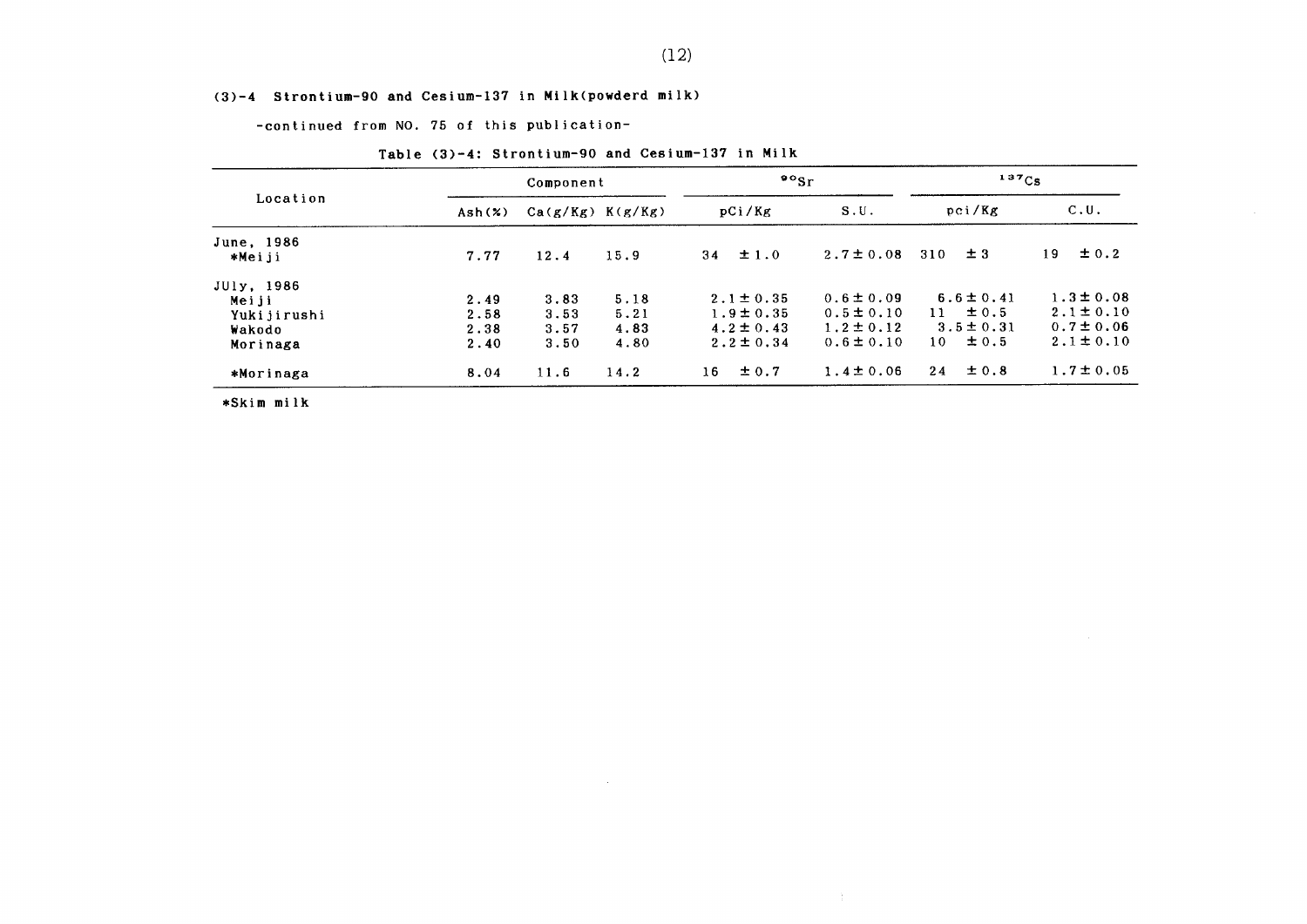### (3)-4 Strontium-90 and Cesium-137 in Milk(powderd milk)

-continued from NO. 75 of this publication-

Table (3)-4: Strontium-90 and Cesium-137 in Milk

| Location | Component | | | $^{90}Sr$ | | $^{137}Cs$ | |
|---|---|---|---|---|---|---|---|
| | Ash(%) | Ca(g/Kg) | K(g/Kg) | pCi/Kg | S.U. | pci/Kg | C.U. |
| June, 1986 | | | | | | | |
| *Meiji | 7.77 | 12.4 | 15.9 | 34 ± 1.0 | 2.7 ± 0.08 | 310 ± 3 | 19 ± 0.2 |
| JUly, 1986 | | | | | | | |
| Meiji | 2.49 | 3.83 | 5.18 | 2.1 ± 0.35 | 0.6 ± 0.09 | 6.6 ± 0.41 | 1.3 ± 0.08 |
| Yukijirushi | 2.58 | 3.53 | 5.21 | 1.9 ± 0.35 | 0.5 ± 0.10 | 11 ± 0.5 | 2.1 ± 0.10 |
| Wakodo | 2.38 | 3.57 | 4.83 | 4.2 ± 0.43 | 1.2 ± 0.12 | 3.5 ± 0.31 | 0.7 ± 0.06 |
| Morinaga | 2.40 | 3.50 | 4.80 | 2.2 ± 0.34 | 0.6 ± 0.10 | 10 ± 0.5 | 2.1 ± 0.10 |
| *Morinaga | 8.04 | 11.6 | 14.2 | 16 ± 0.7 | 1.4 ± 0.06 | 24 ± 0.8 | 1.7 ± 0.05 |

*Skim milk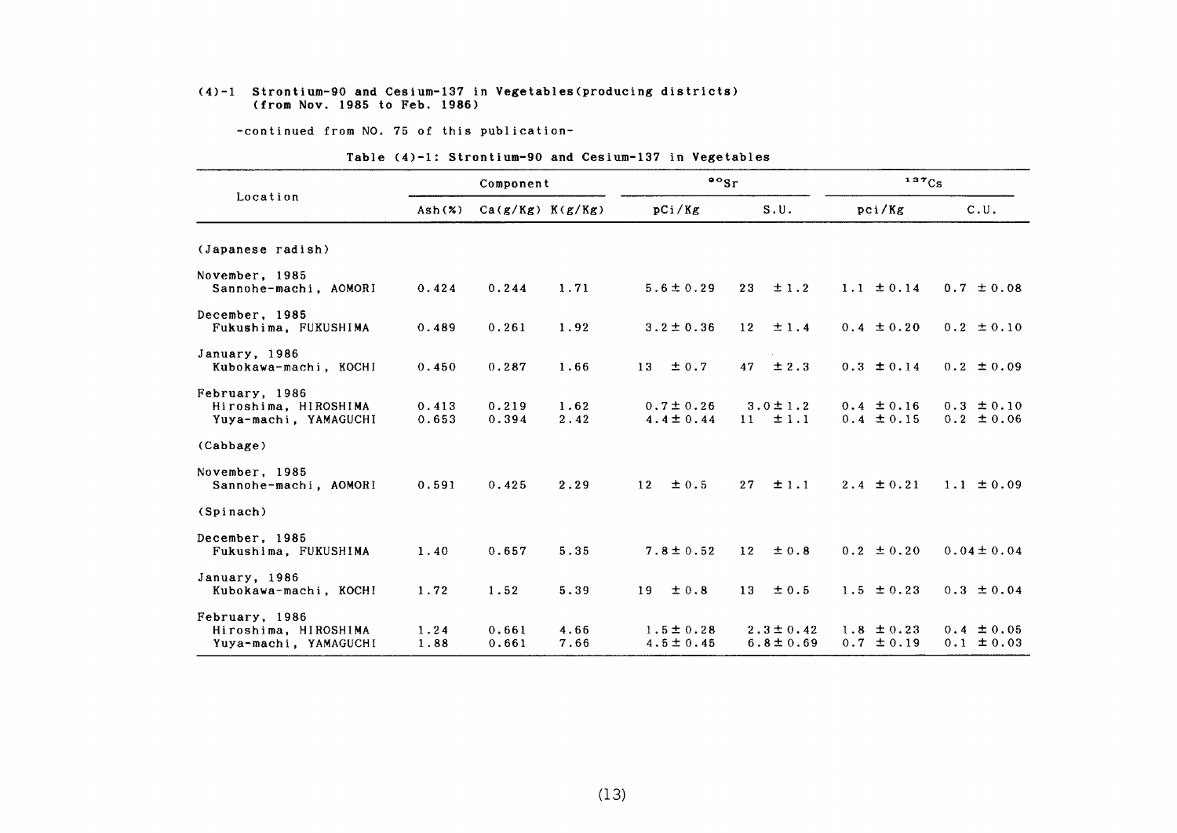## (4)-1 Strontium-90 and Cesium-137 in Vegetables(producing districts) (from Nov. 1985 to Feb. 1986)

-continued from NO. 75 of this publication-

Table (4)-1: Strontium-90 and Cesium-137 in Vegetables

| Location | Component | | | $^{90}Sr$ | | $^{137}Cs$ | |
|---|---|---|---|---|---|---|---|
| | Ash(%) | Ca(g/Kg) | K(g/Kg) | pCi/Kg | S.U. | pci/Kg | C.U. |
| (Japanese radish) | | | | | | | |
| November, 1985 | | | | | | | |
| Sannohe-machi, AOMORI | 0.424 | 0.244 | 1.71 | 5.6±0.29 | 23 ±1.2 | 1.1 ±0.14 | 0.7 ±0.08 |
| December, 1985 | | | | | | | |
| Fukushima, FUKUSHIMA | 0.489 | 0.261 | 1.92 | 3.2±0.36 | 12 ±1.4 | 0.4 ±0.20 | 0.2 ±0.10 |
| January, 1986 | | | | | | | |
| Kubokawa-machi, KOCHI | 0.450 | 0.287 | 1.66 | 13 ±0.7 | 47 ±2.3 | 0.3 ±0.14 | 0.2 ±0.09 |
| February, 1986 | | | | | | | |
| Hiroshima, HIROSHIMA | 0.413 | 0.219 | 1.62 | 0.7±0.26 | 3.0±1.2 | 0.4 ±0.16 | 0.3 ±0.10 |
| Yuya-machi, YAMAGUCHI | 0.653 | 0.394 | 2.42 | 4.4±0.44 | 11 ±1.1 | 0.4 ±0.15 | 0.2 ±0.06 |
| (Cabbage) | | | | | | | |
| November, 1985 | | | | | | | |
| Sannohe-machi, AOMORI | 0.591 | 0.425 | 2.29 | 12 ±0.5 | 27 ±1.1 | 2.4 ±0.21 | 1.1 ±0.09 |
| (Spinach) | | | | | | | |
| December, 1985 | | | | | | | |
| Fukushima, FUKUSHIMA | 1.40 | 0.657 | 5.35 | 7.8±0.52 | 12 ±0.8 | 0.2 ±0.20 | 0.04±0.04 |
| January, 1986 | | | | | | | |
| Kubokawa-machi, KOCHI | 1.72 | 1.52 | 5.39 | 19 ±0.8 | 13 ±0.5 | 1.5 ±0.23 | 0.3 ±0.04 |
| February, 1986 | | | | | | | |
| Hiroshima, HIROSHIMA | 1.24 | 0.661 | 4.66 | 1.5±0.28 | 2.3±0.42 | 1.8 ±0.23 | 0.4 ±0.05 |
| Yuya-machi, YAMAGUCHI | 1.88 | 0.661 | 7.66 | 4.5±0.45 | 6.8±0.69 | 0.7 ±0.19 | 0.1 ±0.03 |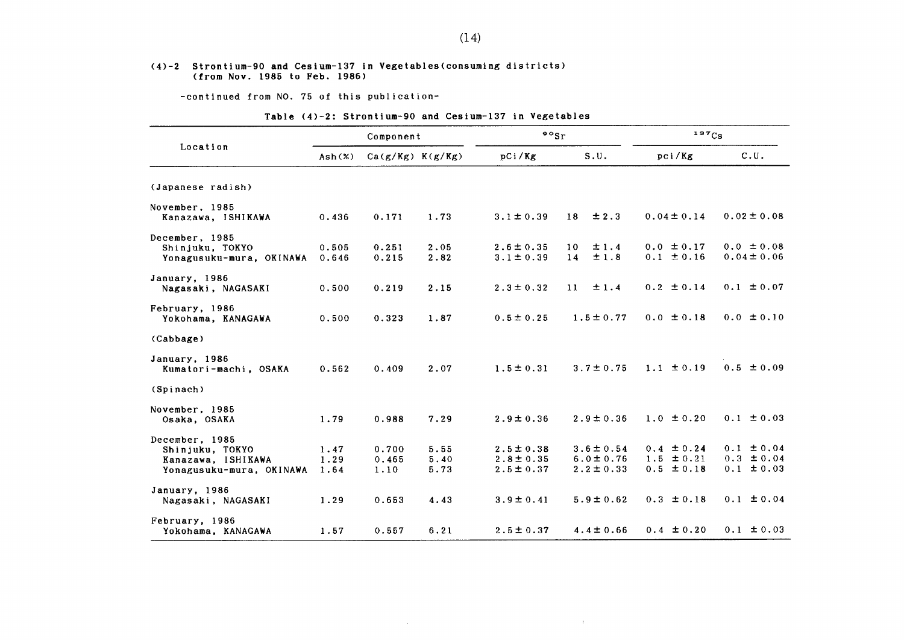## (4)-2 Strontium-90 and Cesium-137 in Vegetables(consuming districts) (from Nov. 1985 to Feb. 1986)

-continued from NO. 75 of this publication-

**Table (4)-2: Strontium-90 and Cesium-137 in Vegetables**

| Location | Component | | | $^{90}Sr$ | | $^{137}Cs$ | |
|---|---|---|---|---|---|---|---|
| | Ash(%) | Ca(g/Kg) | K(g/Kg) | pCi/Kg | S.U. | pci/Kg | C.U. |
| (Japanese radish) | | | | | | | |
| November, 1985 | | | | | | | |
| Kanazawa, ISHIKAWA | 0.436 | 0.171 | 1.73 | 3.1±0.39 | 18 ±2.3 | 0.04±0.14 | 0.02±0.08 |
| December, 1985 | | | | | | | |
| Shinjuku, TOKYO | 0.505 | 0.251 | 2.05 | 2.6±0.35 | 10 ±1.4 | 0.0 ±0.17 | 0.0 ±0.08 |
| Yonagusuku-mura, OKINAWA | 0.646 | 0.215 | 2.82 | 3.1±0.39 | 14 ±1.8 | 0.1 ±0.16 | 0.04±0.06 |
| January, 1986 | | | | | | | |
| Nagasaki, NAGASAKI | 0.500 | 0.219 | 2.15 | 2.3±0.32 | 11 ±1.4 | 0.2 ±0.14 | 0.1 ±0.07 |
| February, 1986 | | | | | | | |
| Yokohama, KANAGAWA | 0.500 | 0.323 | 1.87 | 0.5±0.25 | 1.5±0.77 | 0.0 ±0.18 | 0.0 ±0.10 |
| (Cabbage) | | | | | | | |
| January, 1986 | | | | | | | |
| Kumatori-machi, OSAKA | 0.562 | 0.409 | 2.07 | 1.5±0.31 | 3.7±0.75 | 1.1 ±0.19 | 0.5 ±0.09 |
| (Spinach) | | | | | | | |
| November, 1985 | | | | | | | |
| Osaka, OSAKA | 1.79 | 0.988 | 7.29 | 2.9±0.36 | 2.9±0.36 | 1.0 ±0.20 | 0.1 ±0.03 |
| December, 1985 | | | | | | | |
| Shinjuku, TOKYO | 1.47 | 0.700 | 5.55 | 2.5±0.38 | 3.6±0.54 | 0.4 ±0.24 | 0.1 ±0.04 |
| Kanazawa, ISHIKAWA | 1.29 | 0.465 | 5.40 | 2.8±0.35 | 6.0±0.76 | 1.5 ±0.21 | 0.3 ±0.04 |
| Yonagusuku-mura, OKINAWA | 1.64 | 1.10 | 5.73 | 2.5±0.37 | 2.2±0.33 | 0.5 ±0.18 | 0.1 ±0.03 |
| January, 1986 | | | | | | | |
| Nagasaki, NAGASAKI | 1.29 | 0.653 | 4.43 | 3.9±0.41 | 5.9±0.62 | 0.3 ±0.18 | 0.1 ±0.04 |
| February, 1986 | | | | | | | |
| Yokohama, KANAGAWA | 1.57 | 0.557 | 6.21 | 2.5±0.37 | 4.4±0.66 | 0.4 ±0.20 | 0.1 ±0.03 |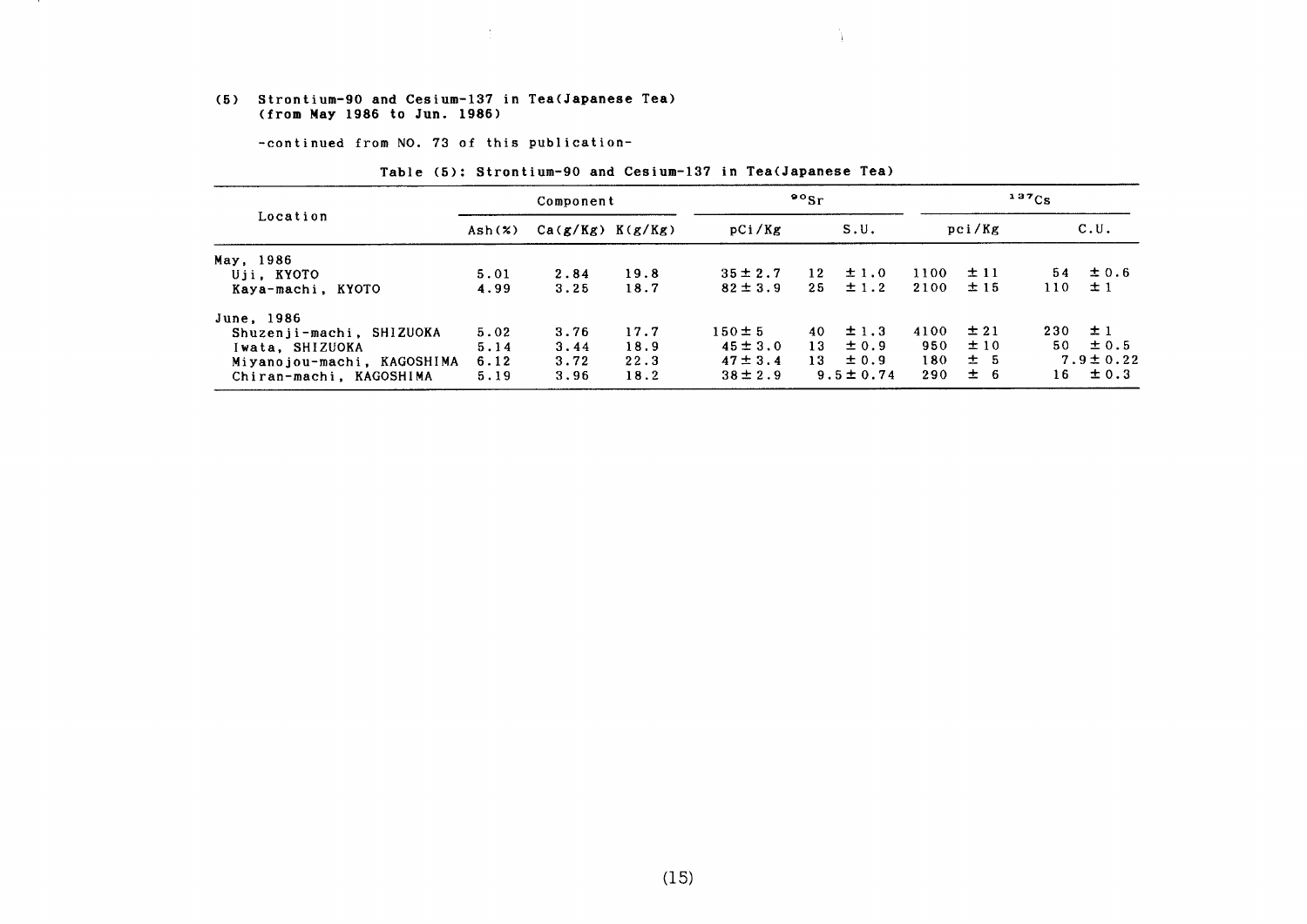## (5) Strontium-90 and Cesium-137 in Tea(Japanese Tea) (from May 1986 to Jun. 1986)

-continued from NO. 73 of this publication-

Table (5): Strontium-90 and Cesium-137 in Tea(Japanese Tea)

| Location | Component | | | $^{90}Sr$ | | $^{137}Cs$ | |
|---|---|---|---|---|---|---|---|
| | Ash(%) | Ca(g/Kg) | K(g/Kg) | pCi/Kg | S.U. | pci/Kg | C.U. |
| May, 1986 | | | | | | | |
| Uji, KYOTO | 5.01 | 2.84 | 19.8 | 35±2.7 | 12 ±1.0 | 1100 ±11 | 54 ±0.6 |
| Kaya-machi, KYOTO | 4.99 | 3.25 | 18.7 | 82±3.9 | 25 ±1.2 | 2100 ±15 | 110 ±1 |
| June, 1986 | | | | | | | |
| Shuzenji-machi, SHIZUOKA | 5.02 | 3.76 | 17.7 | 150±5 | 40 ±1.3 | 4100 ±21 | 230 ±1 |
| Iwata, SHIZUOKA | 5.14 | 3.44 | 18.9 | 45±3.0 | 13 ±0.9 | 950 ±10 | 50 ±0.5 |
| Miyanojou-machi, KAGOSHIMA | 6.12 | 3.72 | 22.3 | 47±3.4 | 13 ±0.9 | 180 ± 5 | 7.9±0.22 |
| Chiran-machi, KAGOSHIMA | 5.19 | 3.96 | 18.2 | 38±2.9 | 9.5±0.74 | 290 ± 6 | 16 ±0.3 |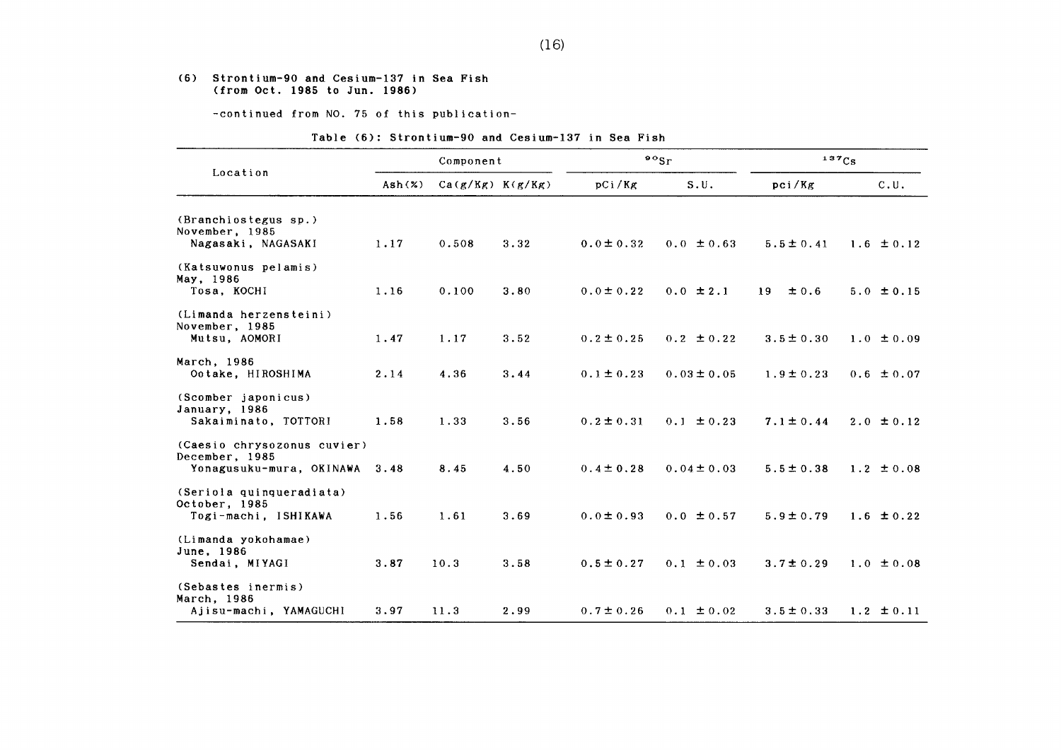(6) Strontium-90 and Cesium-137 in Sea Fish (from Oct. 1985 to Jun. 1986)

-continued from NO. 75 of this publication-

Table (6): Strontium-90 and Cesium-137 in Sea Fish

| Location | Component | | | $^{90}Sr$ | | $^{137}Cs$ | |
|---|---|---|---|---|---|---|---|
| | Ash(%) | Ca(g/Kg) | K(g/Kg) | pCi/Kg | S.U. | pci/Kg | C.U. |
| (Branchiostegus sp.) November, 1985 Nagasaki, NAGASAKI | 1.17 | 0.508 | 3.32 | 0.0±0.32 | 0.0 ±0.63 | 5.5±0.41 | 1.6 ±0.12 |
| (Katsuwonus pelamis) May, 1986 Tosa, KOCHI | 1.16 | 0.100 | 3.80 | 0.0±0.22 | 0.0 ±2.1 | 19 ±0.6 | 5.0 ±0.15 |
| (Limanda herzensteini) November, 1985 Mutsu, AOMORI | 1.47 | 1.17 | 3.52 | 0.2±0.25 | 0.2 ±0.22 | 3.5±0.30 | 1.0 ±0.09 |
| March, 1986 Ootake, HIROSHIMA | 2.14 | 4.36 | 3.44 | 0.1±0.23 | 0.03±0.05 | 1.9±0.23 | 0.6 ±0.07 |
| (Scomber japonicus) January, 1986 Sakaiminato, TOTTORI | 1.58 | 1.33 | 3.56 | 0.2±0.31 | 0.1 ±0.23 | 7.1±0.44 | 2.0 ±0.12 |
| (Caesio chrysozonus cuvier) December, 1985 Yonagusuku-mura, OKINAWA | 3.48 | 8.45 | 4.50 | 0.4±0.28 | 0.04±0.03 | 5.5±0.38 | 1.2 ±0.08 |
| (Seriola quinqueradiata) October, 1985 Togi-machi, ISHIKAWA | 1.56 | 1.61 | 3.69 | 0.0±0.93 | 0.0 ±0.57 | 5.9±0.79 | 1.6 ±0.22 |
| (Limanda yokohamae) June, 1986 Sendai, MIYAGI | 3.87 | 10.3 | 3.58 | 0.5±0.27 | 0.1 ±0.03 | 3.7±0.29 | 1.0 ±0.08 |
| (Sebastes inermis) March, 1986 Ajisu-machi, YAMAGUCHI | 3.97 | 11.3 | 2.99 | 0.7±0.26 | 0.1 ±0.02 | 3.5±0.33 | 1.2 ±0.11 |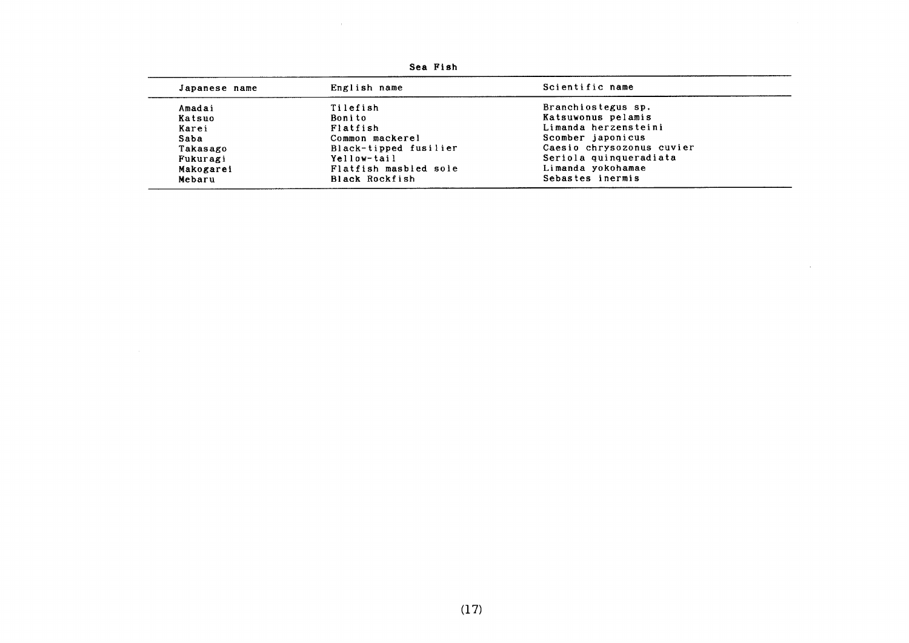**Sea Fish**

| Japanese name | English name | Scientific name |
|---|---|---|
| Amadai | Tilefish | Branchiostegus sp. |
| Katsuo | Bonito | Katsuwonus pelamis |
| Karei | Flatfish | Limanda herzensteini |
| Saba | Common mackerel | Scomber japonicus |
| Takasago | Black-tipped fusilier | Caesio chrysozonus cuvier |
| Fukuragi | Yellow-tail | Seriola quinqueradiata |
| Makogarei | Flatfish masbled sole | Limanda yokohamae |
| Mebaru | Black Rockfish | Sebastes inermis |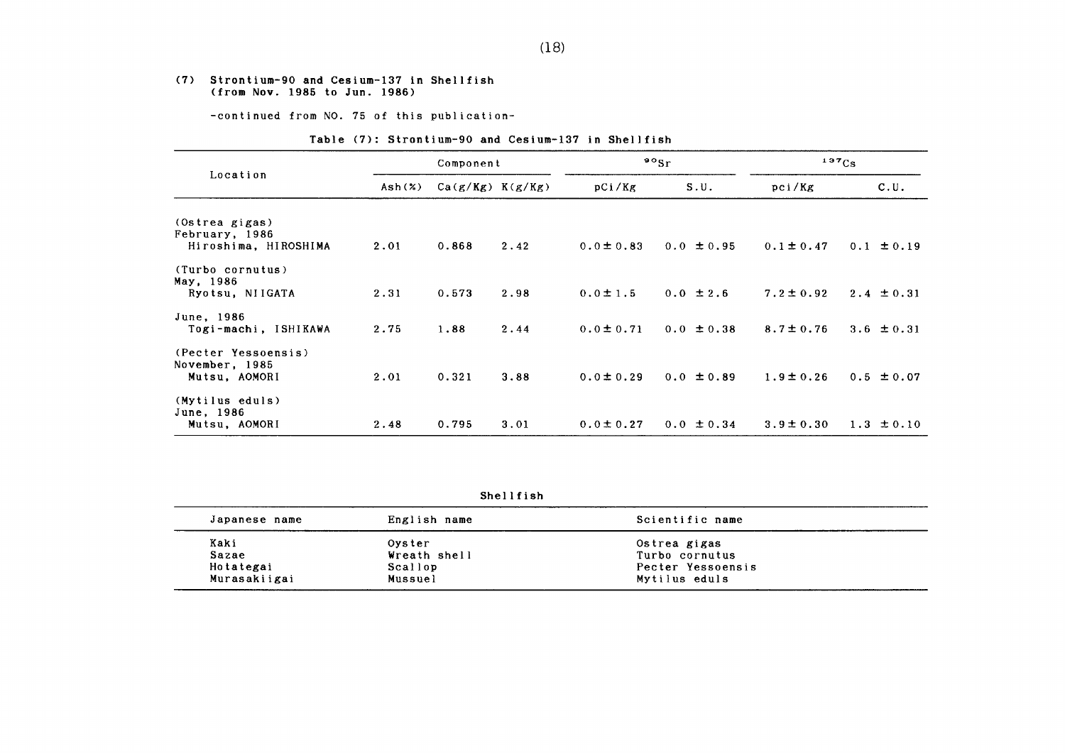## (7) Strontium-90 and Cesium-137 in Shellfish (from Nov. 1985 to Jun. 1986)

-continued from NO. 75 of this publication-

**Table (7): Strontium-90 and Cesium-137 in Shellfish**

| Location | Component | | | $^{90}Sr$ | | $^{137}Cs$ | |
|---|---|---|---|---|---|---|---|
| | Ash(%) | Ca(g/Kg) | K(g/Kg) | pCi/Kg | S.U. | pci/Kg | C.U. |
| (Ostrea gigas) February, 1986 Hiroshima, HIROSHIMA | 2.01 | 0.868 | 2.42 | 0.0±0.83 | 0.0 ±0.95 | 0.1±0.47 | 0.1 ±0.19 |
| (Turbo cornutus) May, 1986 Ryotsu, NIIGATA | 2.31 | 0.573 | 2.98 | 0.0±1.5 | 0.0 ±2.6 | 7.2±0.92 | 2.4 ±0.31 |
| June, 1986 Togi-machi, ISHIKAWA | 2.75 | 1.88 | 2.44 | 0.0±0.71 | 0.0 ±0.38 | 8.7±0.76 | 3.6 ±0.31 |
| (Pecter Yessoensis) November, 1985 Mutsu, AOMORI | 2.01 | 0.321 | 3.88 | 0.0±0.29 | 0.0 ±0.89 | 1.9±0.26 | 0.5 ±0.07 |
| (Mytilus eduls) June, 1986 Mutsu, AOMORI | 2.48 | 0.795 | 3.01 | 0.0±0.27 | 0.0 ±0.34 | 3.9±0.30 | 1.3 ±0.10 |

**Shellfish**

| Japanese name | English name | Scientific name |
|---|---|---|
| Kaki | Oyster | Ostrea gigas |
| Sazae | Wreath shell | Turbo cornutus |
| Hotategai | Scallop | Pecter Yessoensis |
| Murasakiigai | Mussuel | Mytilus eduls |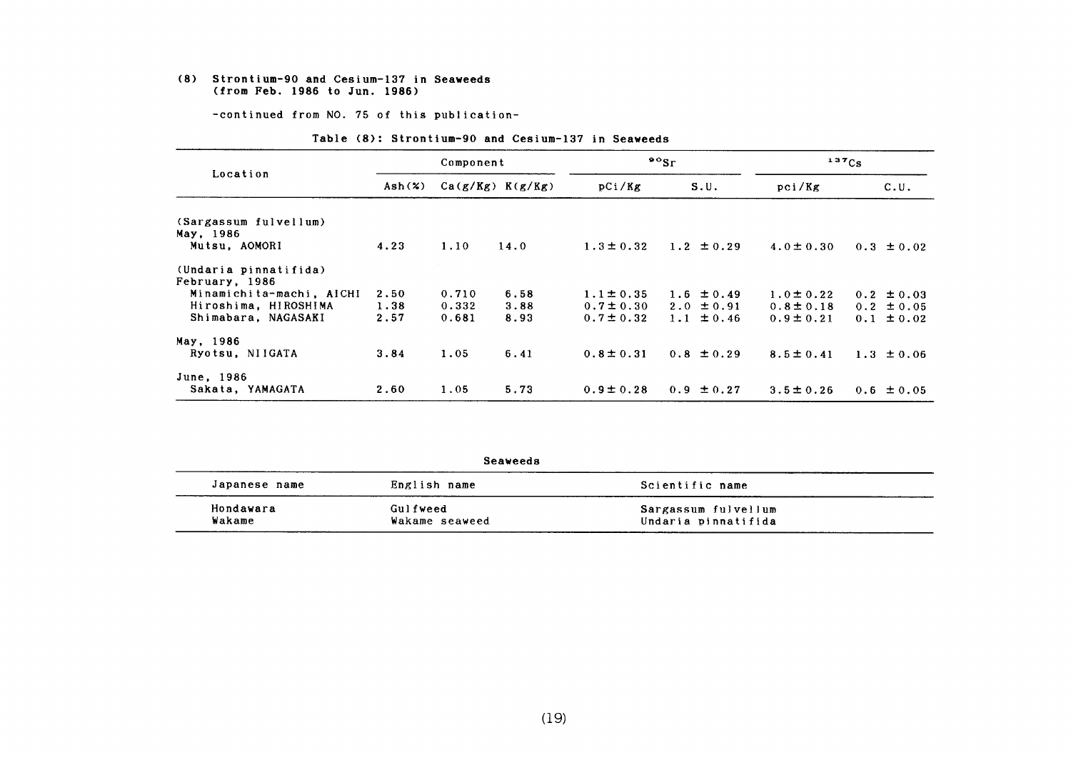### (8) Strontium-90 and Cesium-137 in Seaweeds (from Feb. 1986 to Jun. 1986)

-continued from NO. 75 of this publication-

Table (8): Strontium-90 and Cesium-137 in Seaweeds

| Location | Component | | | $^{90}Sr$ | | $^{137}Cs$ | |
|---|---|---|---|---|---|---|---|
| | Ash(%) | Ca(g/Kg) | K(g/Kg) | pCi/Kg | S.U. | pci/Kg | C.U. |
| (Sargassum fulvellum) | | | | | | | |
| May, 1986 | | | | | | | |
| Mutsu, AOMORI | 4.23 | 1.10 | 14.0 | 1.3±0.32 | 1.2 ±0.29 | 4.0±0.30 | 0.3 ±0.02 |
| (Undaria pinnatifida) | | | | | | | |
| February, 1986 | | | | | | | |
| Minamichita-machi, AICHI | 2.50 | 0.710 | 6.58 | 1.1±0.35 | 1.6 ±0.49 | 1.0±0.22 | 0.2 ±0.03 |
| Hiroshima, HIROSHIMA | 1.38 | 0.332 | 3.88 | 0.7±0.30 | 2.0 ±0.91 | 0.8±0.18 | 0.2 ±0.05 |
| Shimabara, NAGASAKI | 2.57 | 0.681 | 8.93 | 0.7±0.32 | 1.1 ±0.46 | 0.9±0.21 | 0.1 ±0.02 |
| May, 1986 | | | | | | | |
| Ryotsu, NIIGATA | 3.84 | 1.05 | 6.41 | 0.8±0.31 | 0.8 ±0.29 | 8.5±0.41 | 1.3 ±0.06 |
| June, 1986 | | | | | | | |
| Sakata, YAMAGATA | 2.60 | 1.05 | 5.73 | 0.9±0.28 | 0.9 ±0.27 | 3.5±0.26 | 0.6 ±0.05 |

Seaweeds

| Japanese name | English name | Scientific name |
|---|---|---|
| Hondawara | Gulfweed | Sargassum fulvellum |
| Wakame | Wakame seaweed | Undaria pinnatifida |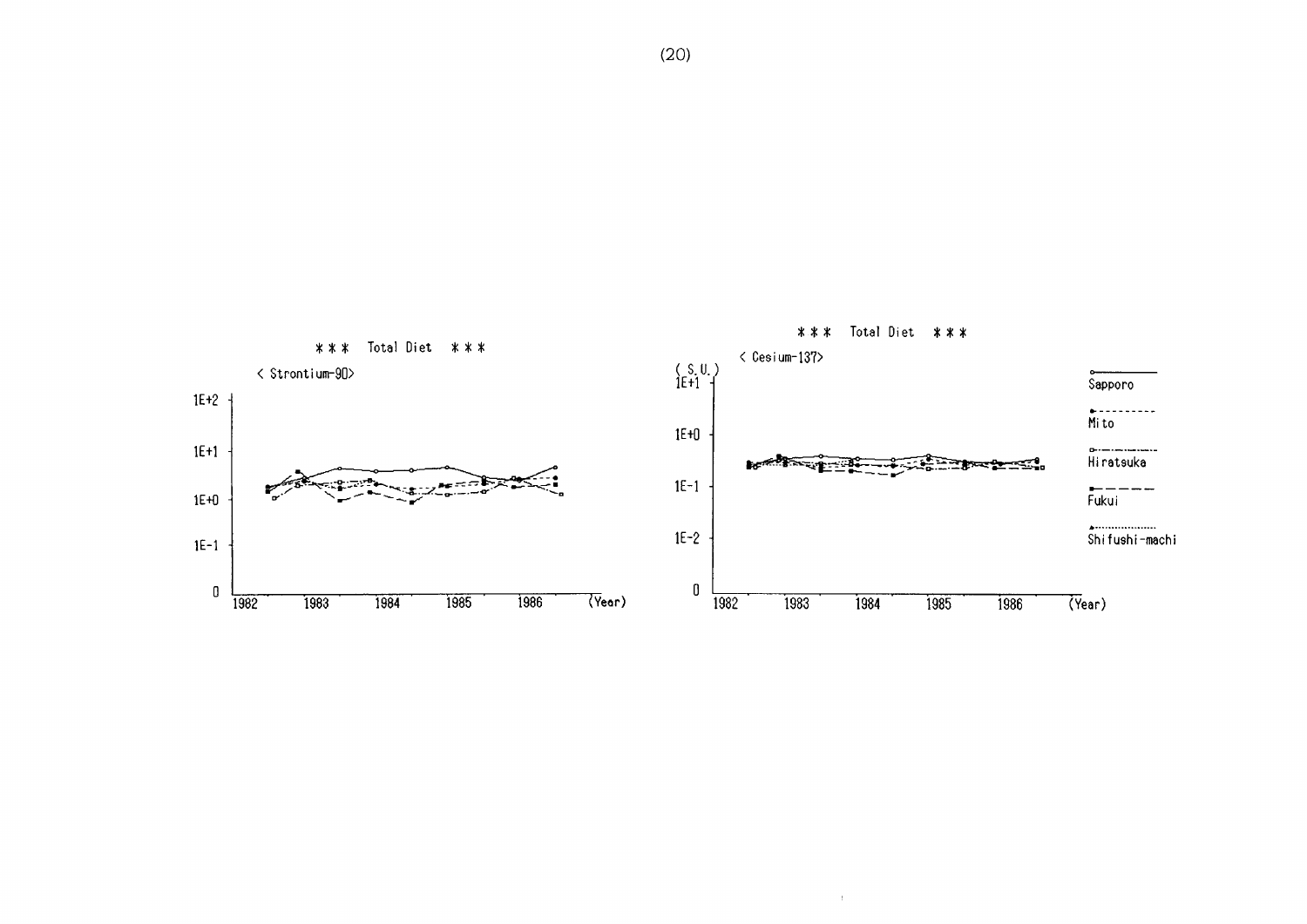*** Total Diet ***

< Strontium-90>

*** Total Diet ***

< Cesium-137>

Sapporo

Mito

Hiratsuka

Fukui

Shifushi-machi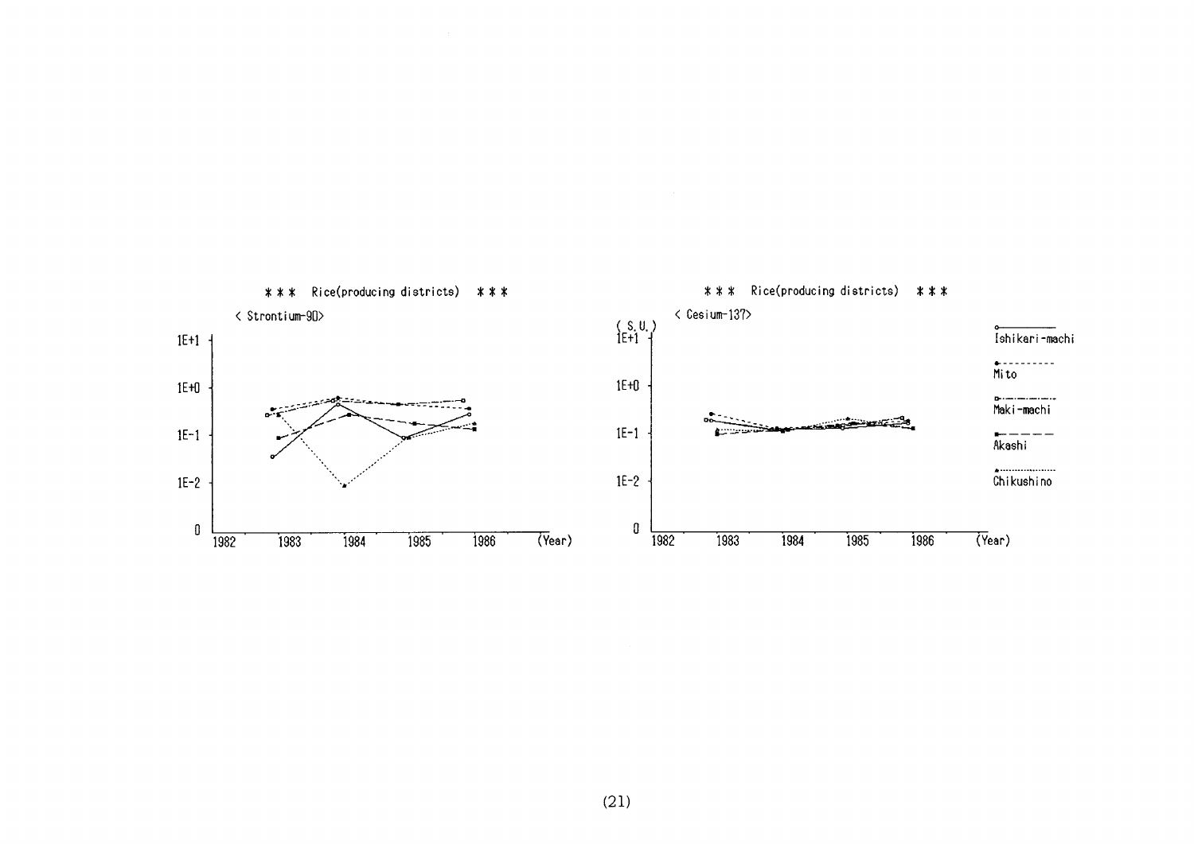＊＊＊ Rice(producing districts) ＊＊＊

< Strontium-90>

1E+1

1E+0

1E-1

1E-2

0

1982 1983 1984 1985 1986 (Year)

＊＊＊ Rice(producing districts) ＊＊＊

< Cesium-137>

( S.U. )

1E+1

1E+0

1E-1

1E-2

0

1982 1983 1984 1985 1986 (Year)

Ishikari-machi

Mito

Maki-machi

Akashi

Chikushino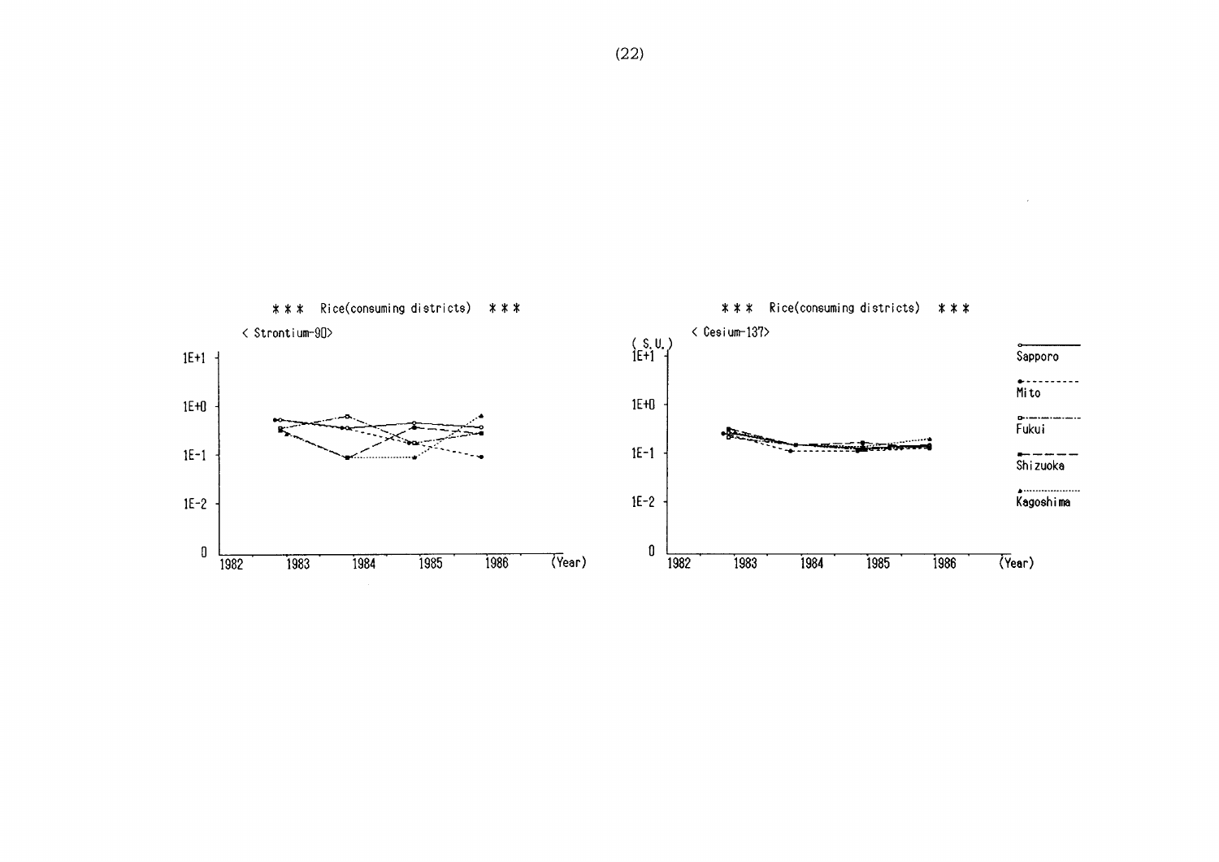*** Rice(consuming districts) ***

< Strontium-90>

1E+1

1E+0

1E-1

1E-2

0

1982 1983 1984 1985 1986 (Year)

*** Rice(consuming districts) ***

< Cesium-137>

(S.U.)

1E+1

1E+0

1E-1

1E-2

0

1982 1983 1984 1985 1986 (Year)

Sapporo

Mito

Fukui

Shizuoka

Kagoshima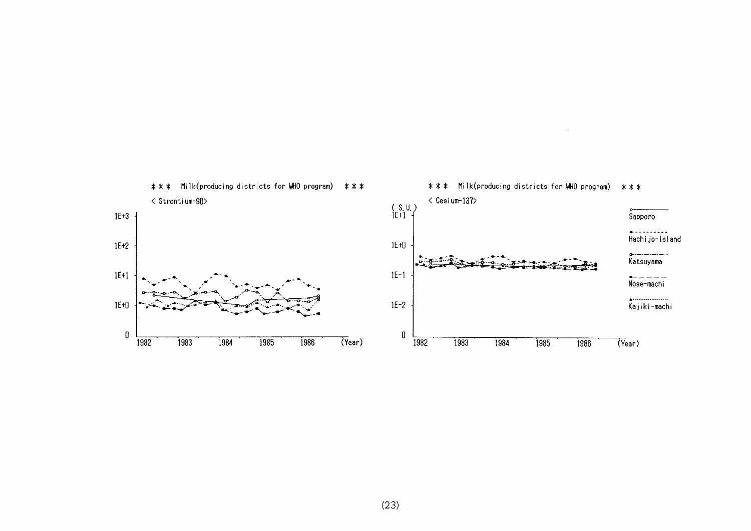＊＊＊　Milk(producing districts for WHO program)　＊＊＊

< Strontium-90>

1E+3
1E+2
1E+1
1E+0
0

1982　1983　1984　1985　1986　(Year)

＊＊＊　Milk(producing districts for WHO program)　＊＊＊

< Cesium-137>

( S.U. )
1E+1
1E+0
1E-1
1E-2
0

1982　1983　1984　1985　1986　(Year)

Sapporo

Hachijo-Island

Katsuyama

Nose-machi

Kajiki-machi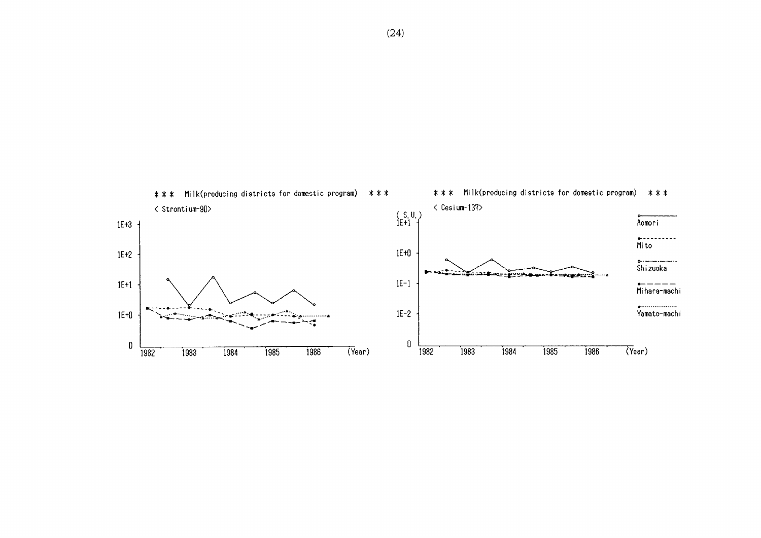\*\*\* Milk(producing districts for domestic program) \*\*\*

< Strontium-90>

1E+3

1E+2

1E+1

1E+0

0

1982 1983 1984 1985 1986 (Year)

\*\*\* Milk(producing districts for domestic program) \*\*\*

< Cesium-137>

(S.U.)

1E+1

1E+0

1E-1

1E-2

0

1982 1983 1984 1985 1986 (Year)

Aomori

Mito

Shizuoka

Mihara-machi

Yamato-machi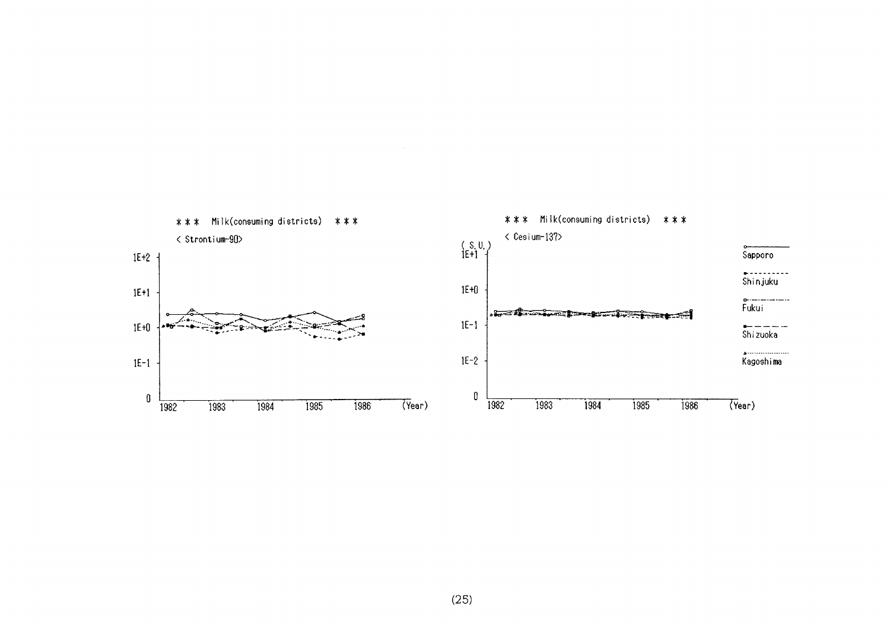*** Milk(consuming districts) ***

< Strontium-90>

1E+2

1E+1

1E+0

1E-1

0

1982 1983 1984 1985 1986 (Year)

*** Milk(consuming districts) ***

< Cesium-137>

( S.U. )

1E+1

1E+0

1E-1

1E-2

0

1982 1983 1984 1985 1986 (Year)

Sapporo

Shinjuku

Fukui

Shizuoka

Kagoshima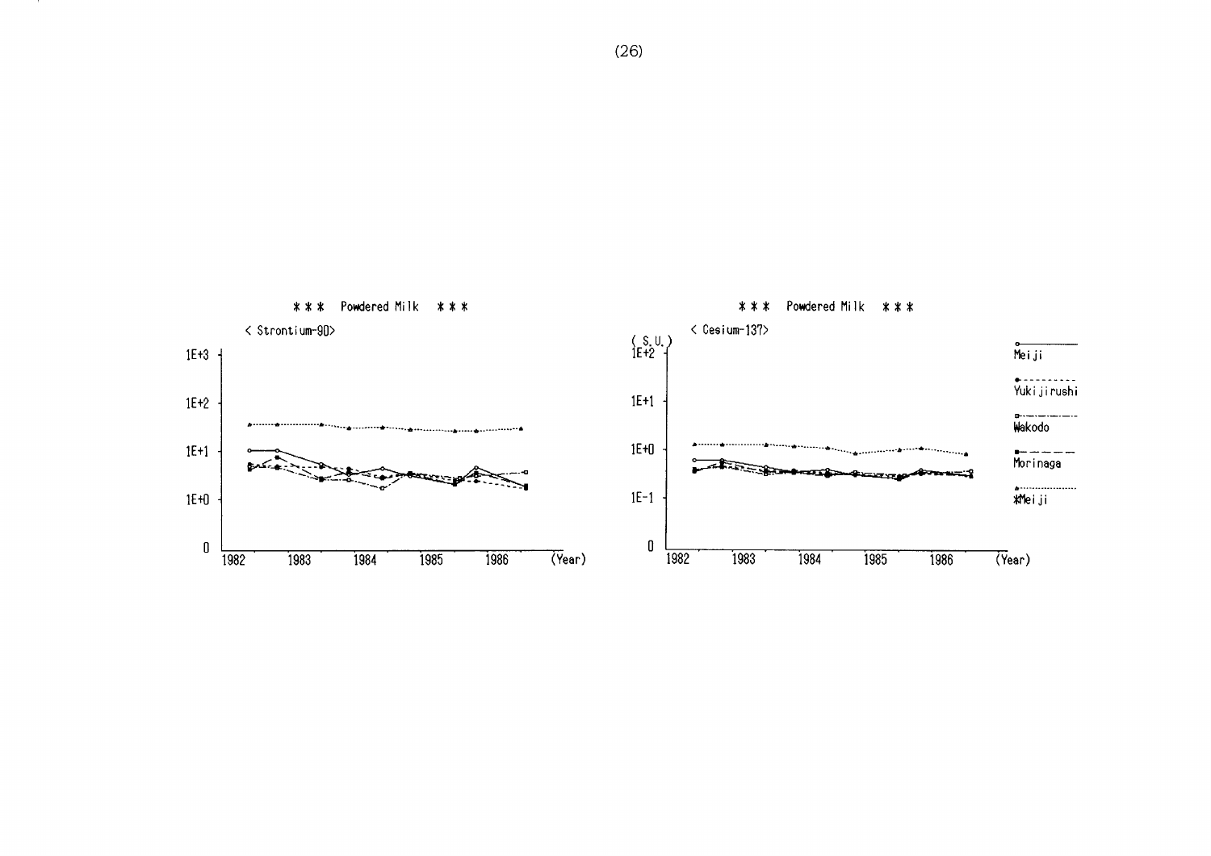*** Powdered Milk ***

< Strontium-90>

*** Powdered Milk ***

< Cesium-137>

( S.U. )

Meiji

Yukijirushi

Wakodo

Morinaga

*Meiji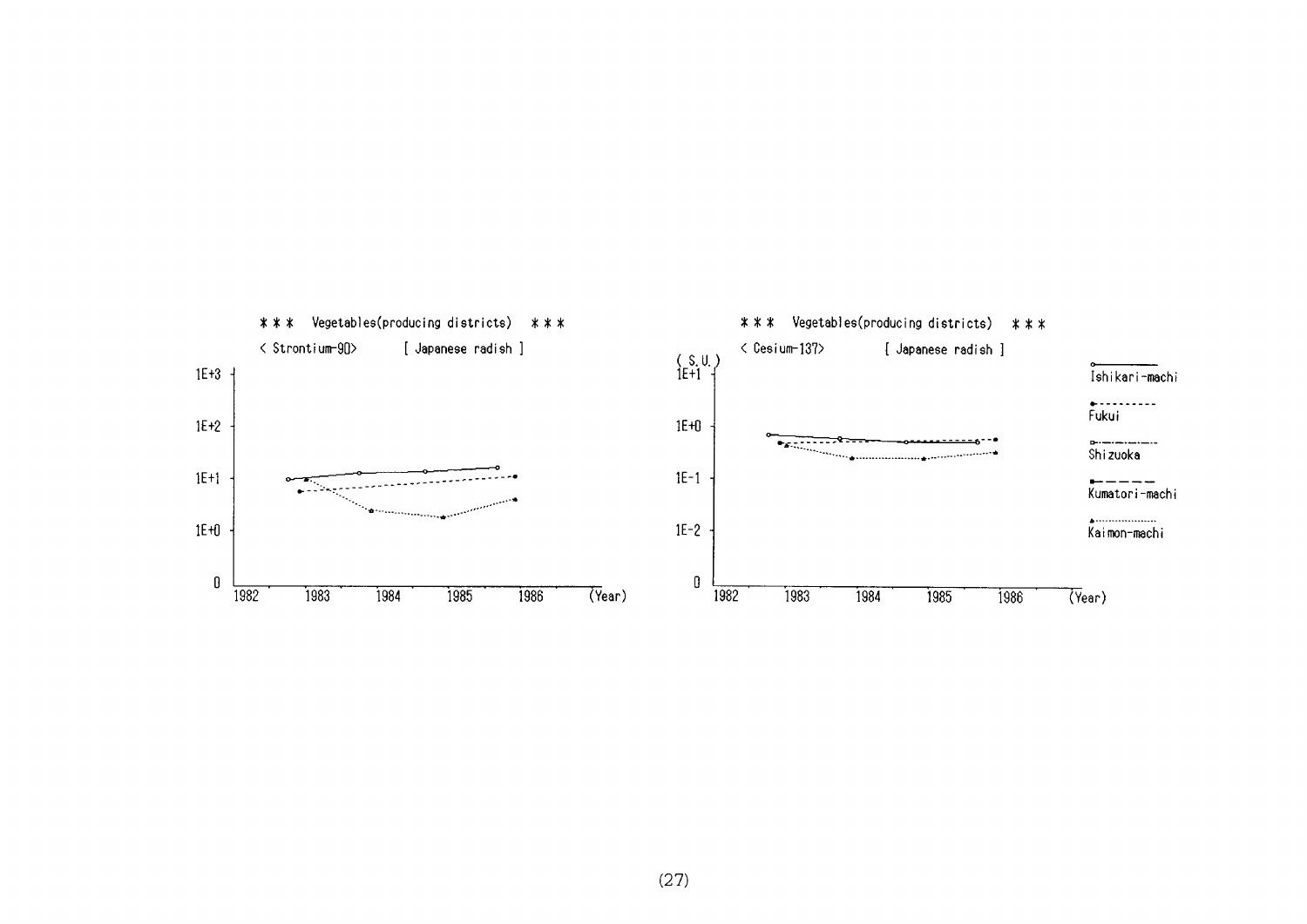\*\*\* Vegetables(producing districts) \*\*\*

< Strontium-90> [ Japanese radish ]

1E+3

1E+2

1E+1

1E+0

0

1982 1983 1984 1985 1986 (Year)

\*\*\* Vegetables(producing districts) \*\*\*

< Cesium-137> [ Japanese radish ]

( S.U. )

1E+1

1E+0

1E-1

1E-2

0

1982 1983 1984 1985 1986 (Year)

Ishikari-machi

Fukui

Shizuoka

Kumatori-machi

Kaimon-machi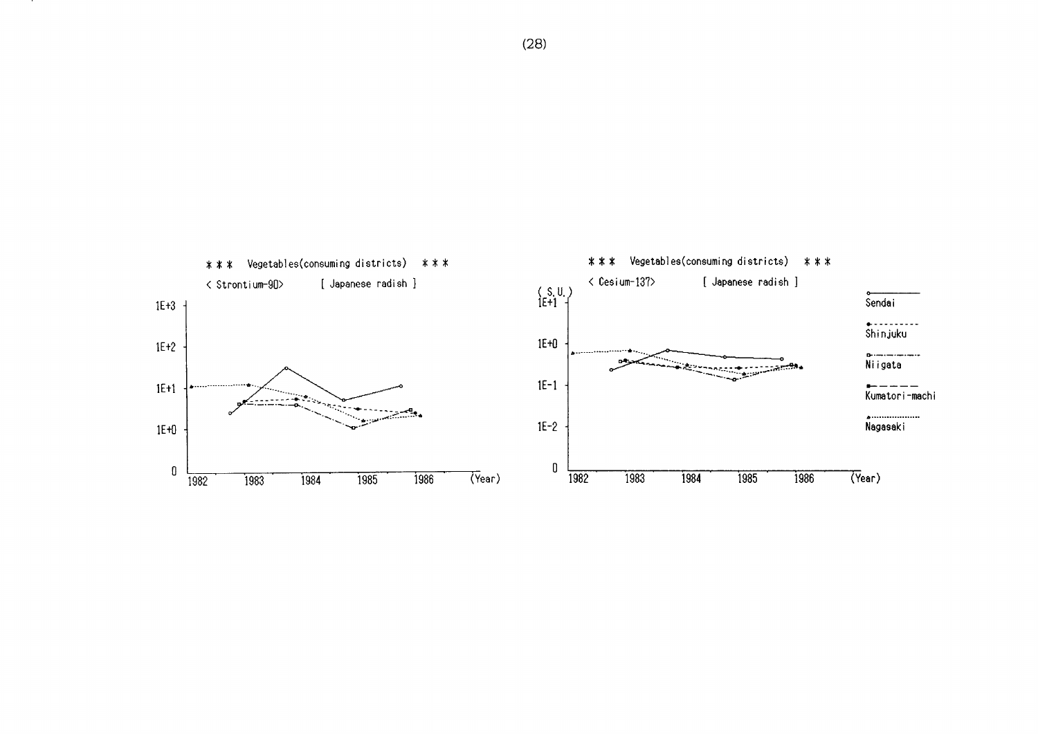*** Vegetables(consuming districts) ***

< Strontium-90> [ Japanese radish ]

*** Vegetables(consuming districts) ***

< Cesium-137> [ Japanese radish ]

(S.U.)

Sendai

Shinjuku

Niigata

Kumatori-machi

Nagasaki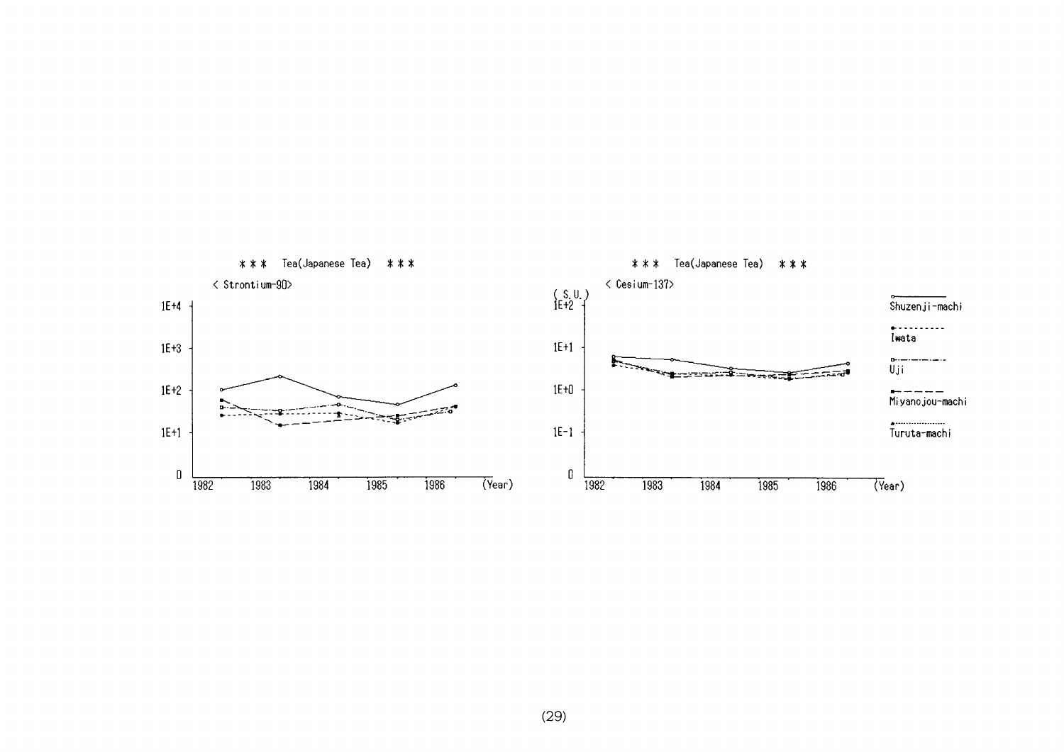＊＊＊ Tea(Japanese Tea) ＊＊＊

< Strontium-90>

＊＊＊ Tea(Japanese Tea) ＊＊＊

< Cesium-137>

( S.U. )

Shuzenji-machi

Iwata

Uji

Miyanojou-machi

Turuta-machi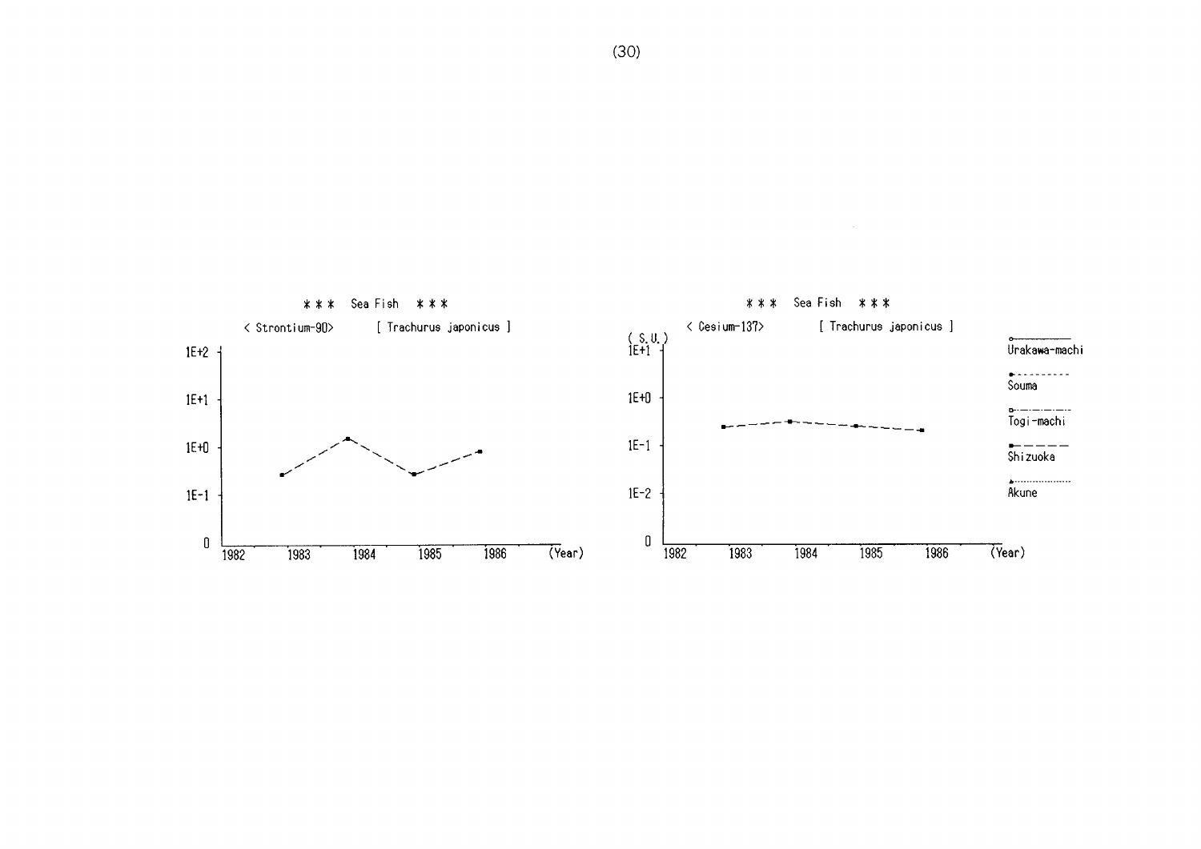\*\*\* Sea Fish \*\*\*

< Strontium-90> [ Trachurus japonicus ]

\*\*\* Sea Fish \*\*\*

< Cesium-137> [ Trachurus japonicus ]

( S.U. )

Urakawa-machi

Souma

Togi-machi

Shizuoka

Akune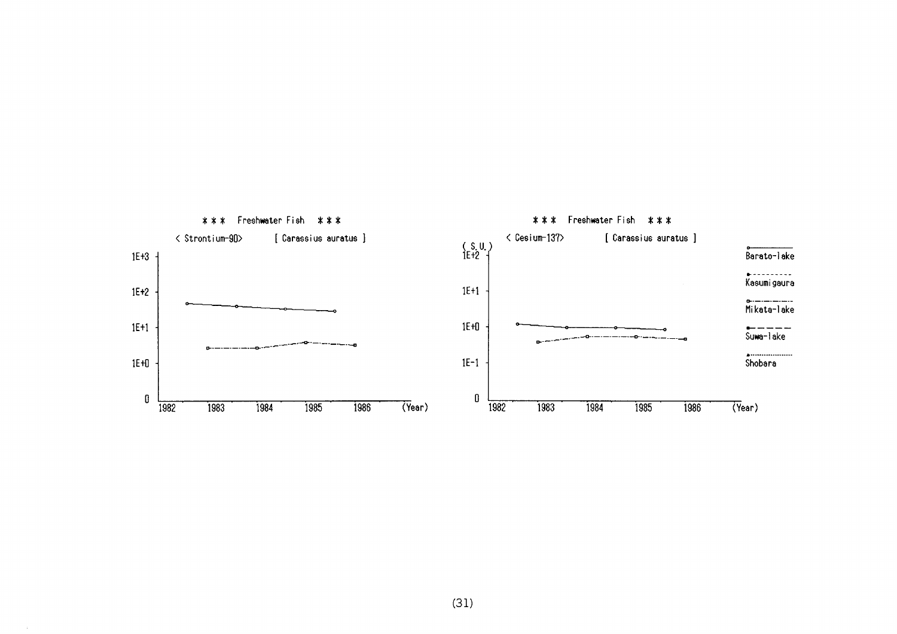*** Freshwater Fish ***

< Strontium-90> [ Carassius auratus ]

1E+3

1E+2

1E+1

1E+0

0

1982 1983 1984 1985 1986 (Year)

*** Freshwater Fish ***

< Cesium-137> [ Carassius auratus ]

( S.U. )

1E+2

1E+1

1E+0

1E-1

0

1982 1983 1984 1985 1986 (Year)

Barato-lake

Kasumigaura

Mikata-lake

Suwa-lake

Shobara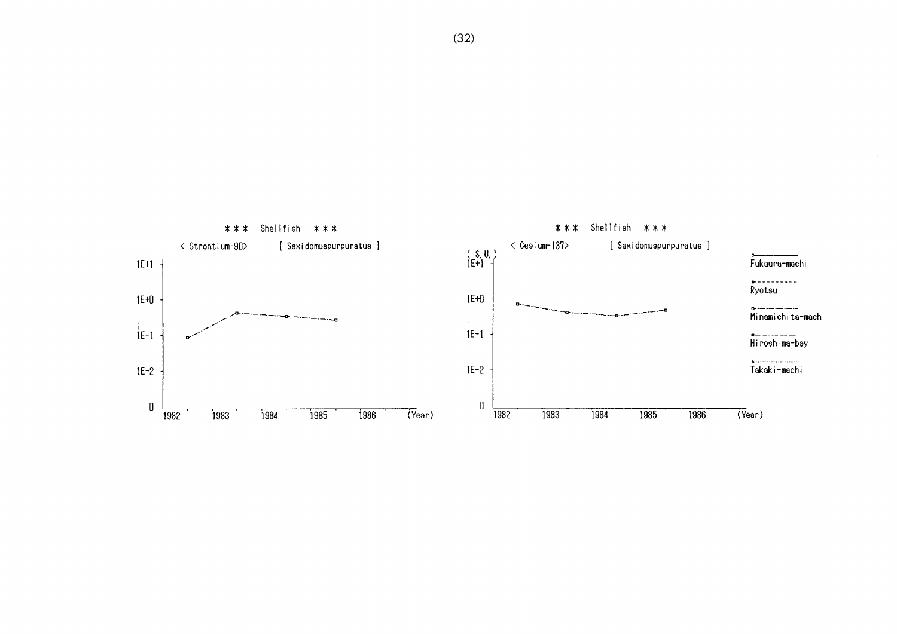\*\*\* Shellfish \*\*\*

< Strontium-90> [ Saxidomuspurpuratus ]

1E+1

1E+0

1E-1

1E-2

0

1982 1983 1984 1985 1986 (Year)

\*\*\* Shellfish \*\*\*

< Cesium-137> [ Saxidomuspurpuratus ]

( S.U. )

1E+1

1E+0

1E-1

1E-2

0

1982 1983 1984 1985 1986 (Year)

Fukaura-machi

Ryotsu

Minamichita-mach

Hiroshima-bay

Takaki-machi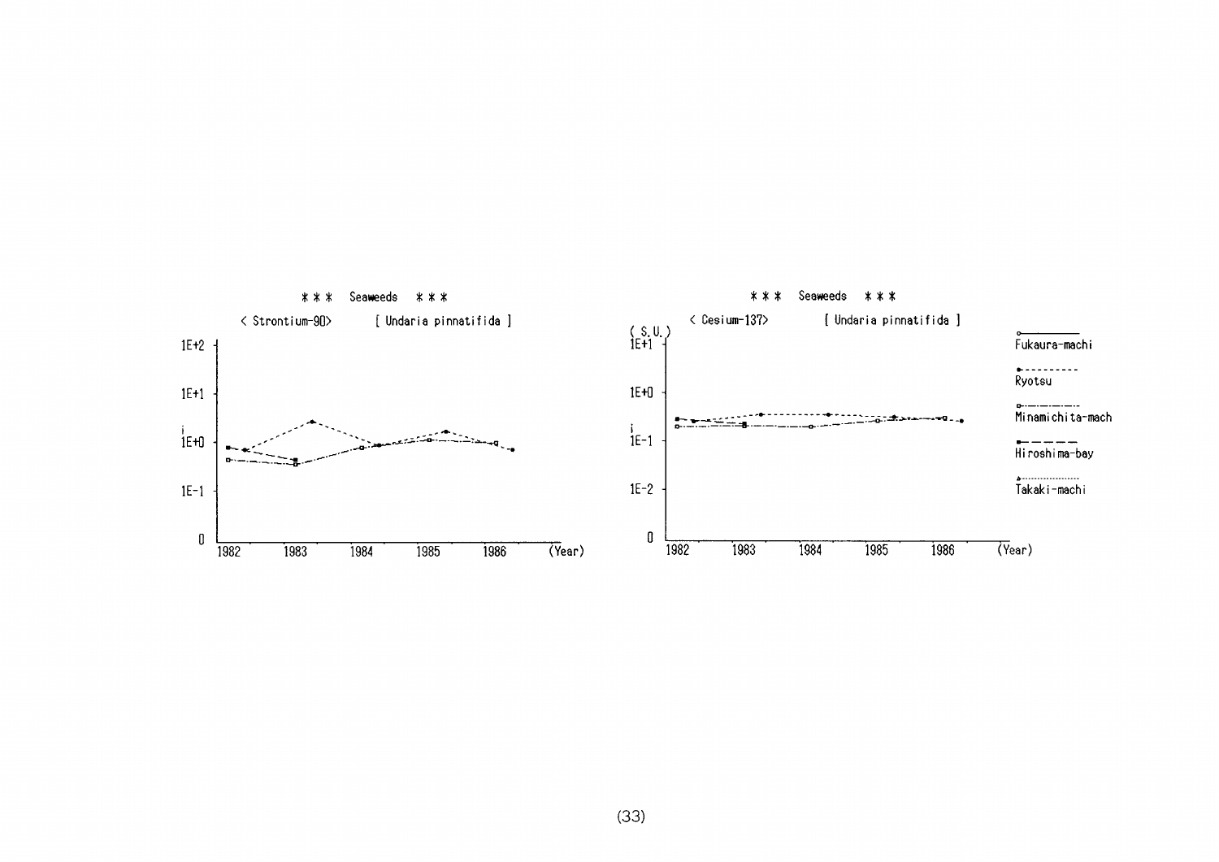\*\*\* Seaweeds \*\*\*

< Strontium-90> [ Undaria pinnatifida ]

1E+2

1E+1

1E+0

1E-1

0

1982 1983 1984 1985 1986 (Year)

\*\*\* Seaweeds \*\*\*

< Cesium-137> [ Undaria pinnatifida ]

( S.U. )

1E+1

1E+0

1E-1

1E-2

0

1982 1983 1984 1985 1986 (Year)

Fukaura-machi

Ryotsu

Minamichita-mach

Hiroshima-bay

Takaki-machi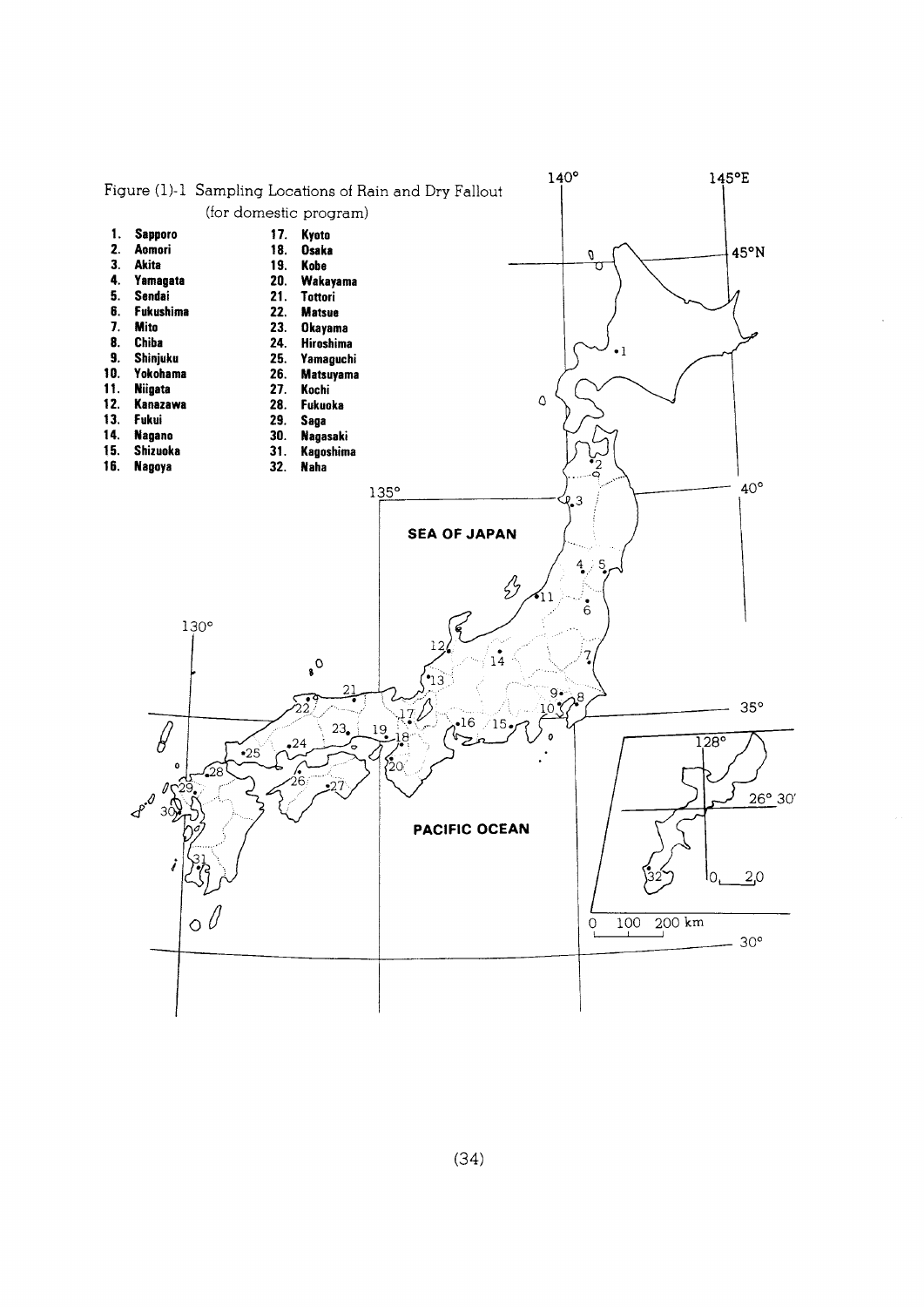Figure (1)-1 Sampling Locations of Rain and Dry Fallout (for domestic program)

1. Sapporo
2. Aomori
3. Akita
4. Yamagata
5. Sendai
6. Fukushima
7. Mito
8. Chiba
9. Shinjuku
10. Yokohama
11. Niigata
12. Kanazawa
13. Fukui
14. Nagano
15. Shizuoka
16. Nagoya
17. Kyoto
18. Osaka
19. Kobe
20. Wakayama
21. Tottori
22. Matsue
23. Okayama
24. Hiroshima
25. Yamaguchi
26. Matsuyama
27. Kochi
28. Fukuoka
29. Saga
30. Nagasaki
31. Kagoshima
32. Naha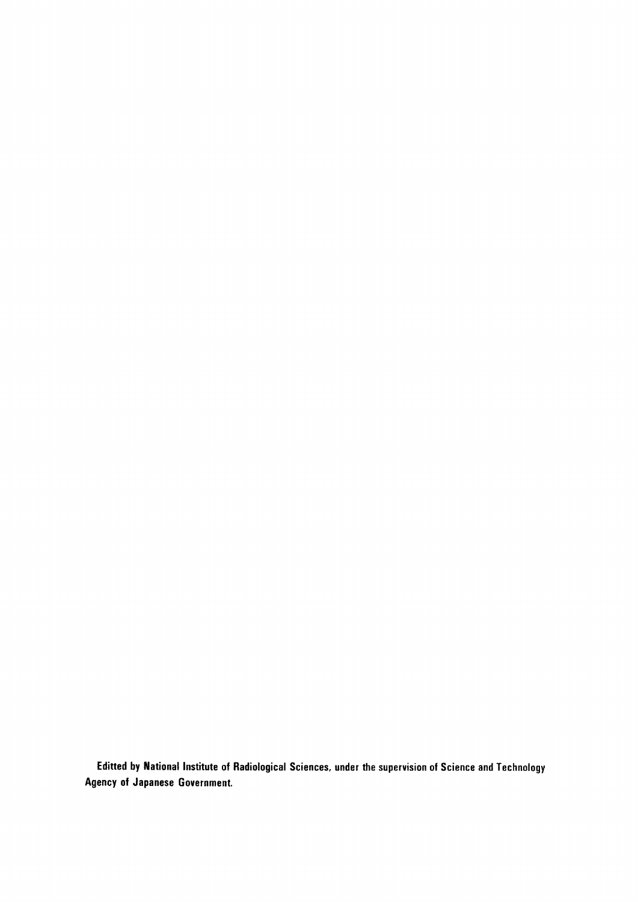Editted by National Institute of Radiological Sciences, under the supervision of Science and Technology Agency of Japanese Government.